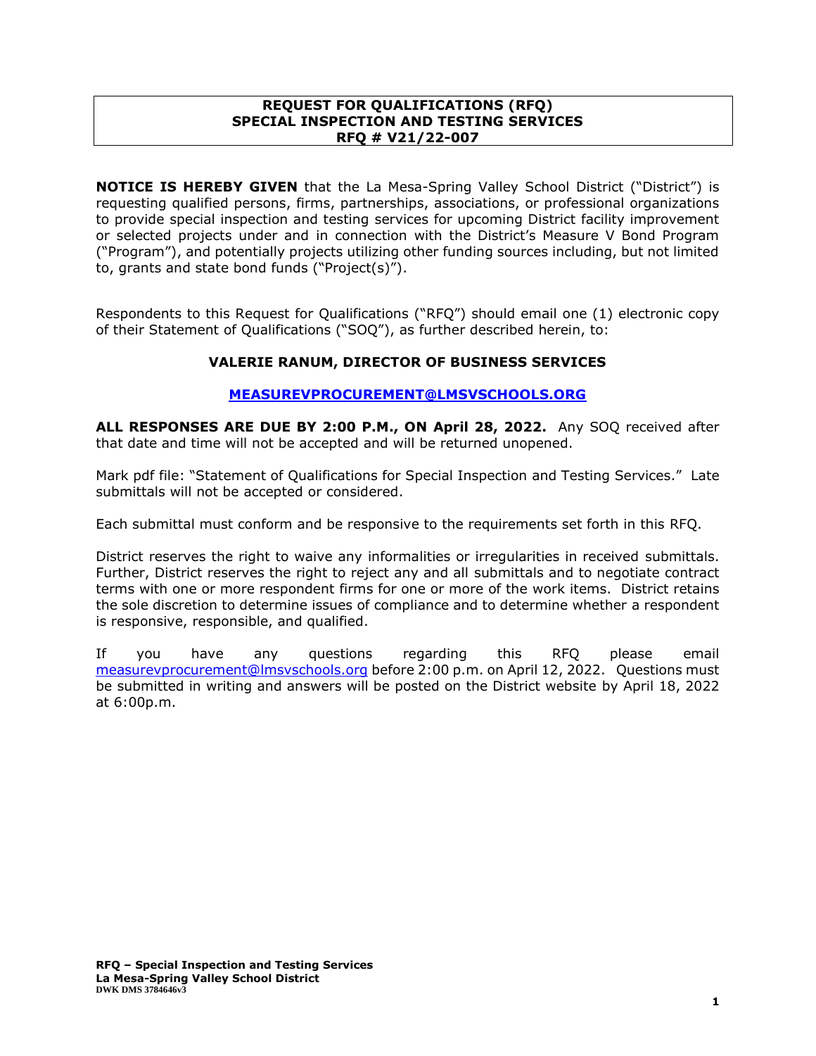**REQUEST FOR QUALIFICATIONS (RFQ)**
**SPECIAL INSPECTION AND TESTING SERVICES**
**RFQ # V21/22-007**

**NOTICE IS HEREBY GIVEN** that the La Mesa-Spring Valley School District ("District") is requesting qualified persons, firms, partnerships, associations, or professional organizations to provide special inspection and testing services for upcoming District facility improvement or selected projects under and in connection with the District's Measure V Bond Program ("Program"), and potentially projects utilizing other funding sources including, but not limited to, grants and state bond funds ("Project(s)").

Respondents to this Request for Qualifications ("RFQ") should email one (1) electronic copy of their Statement of Qualifications ("SOQ"), as further described herein, to:

**VALERIE RANUM, DIRECTOR OF BUSINESS SERVICES**

**MEASUREVPROCUREMENT@LMSVSCHOOLS.ORG**

**ALL RESPONSES ARE DUE BY 2:00 P.M., ON April 28, 2022.** Any SOQ received after that date and time will not be accepted and will be returned unopened.

Mark pdf file: "Statement of Qualifications for Special Inspection and Testing Services." Late submittals will not be accepted or considered.

Each submittal must conform and be responsive to the requirements set forth in this RFQ.

District reserves the right to waive any informalities or irregularities in received submittals. Further, District reserves the right to reject any and all submittals and to negotiate contract terms with one or more respondent firms for one or more of the work items. District retains the sole discretion to determine issues of compliance and to determine whether a respondent is responsive, responsible, and qualified.

If you have any questions regarding this RFQ please email measurevprocurement@lmsvschools.org before 2:00 p.m. on April 12, 2022. Questions must be submitted in writing and answers will be posted on the District website by April 18, 2022 at 6:00p.m.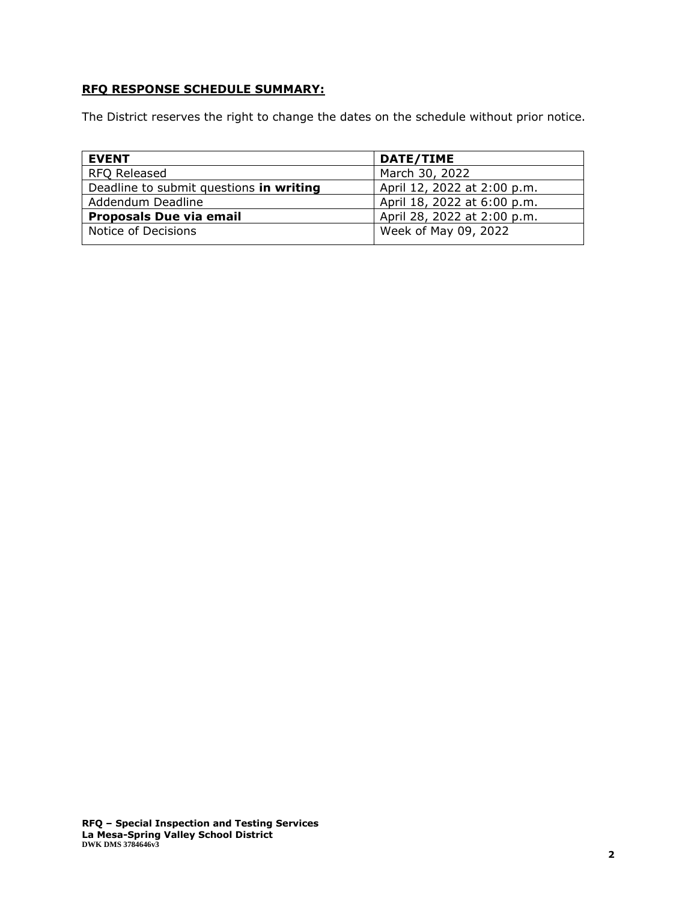## **RFQ RESPONSE SCHEDULE SUMMARY:**

The District reserves the right to change the dates on the schedule without prior notice.

| **EVENT** | **DATE/TIME** |
|---|---|
| RFQ Released | March 30, 2022 |
| Deadline to submit questions **in writing** | April 12, 2022 at 2:00 p.m. |
| Addendum Deadline | April 18, 2022 at 6:00 p.m. |
| **Proposals Due via email** | April 28, 2022 at 2:00 p.m. |
| Notice of Decisions | Week of May 09, 2022 |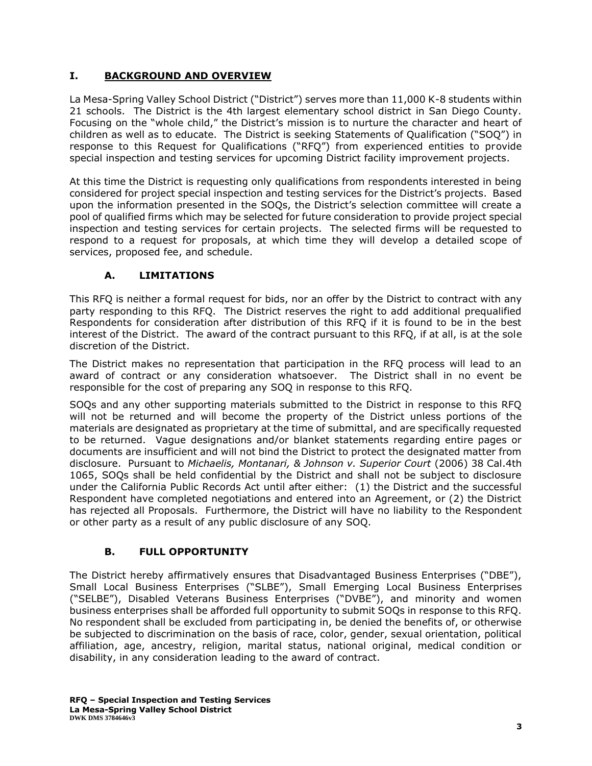## I. BACKGROUND AND OVERVIEW

La Mesa-Spring Valley School District ("District") serves more than 11,000 K-8 students within 21 schools. The District is the 4th largest elementary school district in San Diego County. Focusing on the "whole child," the District's mission is to nurture the character and heart of children as well as to educate. The District is seeking Statements of Qualification ("SOQ") in response to this Request for Qualifications ("RFQ") from experienced entities to provide special inspection and testing services for upcoming District facility improvement projects.

At this time the District is requesting only qualifications from respondents interested in being considered for project special inspection and testing services for the District's projects. Based upon the information presented in the SOQs, the District's selection committee will create a pool of qualified firms which may be selected for future consideration to provide project special inspection and testing services for certain projects. The selected firms will be requested to respond to a request for proposals, at which time they will develop a detailed scope of services, proposed fee, and schedule.

### A. LIMITATIONS

This RFQ is neither a formal request for bids, nor an offer by the District to contract with any party responding to this RFQ. The District reserves the right to add additional prequalified Respondents for consideration after distribution of this RFQ if it is found to be in the best interest of the District. The award of the contract pursuant to this RFQ, if at all, is at the sole discretion of the District.

The District makes no representation that participation in the RFQ process will lead to an award of contract or any consideration whatsoever. The District shall in no event be responsible for the cost of preparing any SOQ in response to this RFQ.

SOQs and any other supporting materials submitted to the District in response to this RFQ will not be returned and will become the property of the District unless portions of the materials are designated as proprietary at the time of submittal, and are specifically requested to be returned. Vague designations and/or blanket statements regarding entire pages or documents are insufficient and will not bind the District to protect the designated matter from disclosure. Pursuant to *Michaelis, Montanari, & Johnson v. Superior Court* (2006) 38 Cal.4th 1065, SOQs shall be held confidential by the District and shall not be subject to disclosure under the California Public Records Act until after either: (1) the District and the successful Respondent have completed negotiations and entered into an Agreement, or (2) the District has rejected all Proposals. Furthermore, the District will have no liability to the Respondent or other party as a result of any public disclosure of any SOQ.

### B. FULL OPPORTUNITY

The District hereby affirmatively ensures that Disadvantaged Business Enterprises ("DBE"), Small Local Business Enterprises ("SLBE"), Small Emerging Local Business Enterprises ("SELBE"), Disabled Veterans Business Enterprises ("DVBE"), and minority and women business enterprises shall be afforded full opportunity to submit SOQs in response to this RFQ. No respondent shall be excluded from participating in, be denied the benefits of, or otherwise be subjected to discrimination on the basis of race, color, gender, sexual orientation, political affiliation, age, ancestry, religion, marital status, national original, medical condition or disability, in any consideration leading to the award of contract.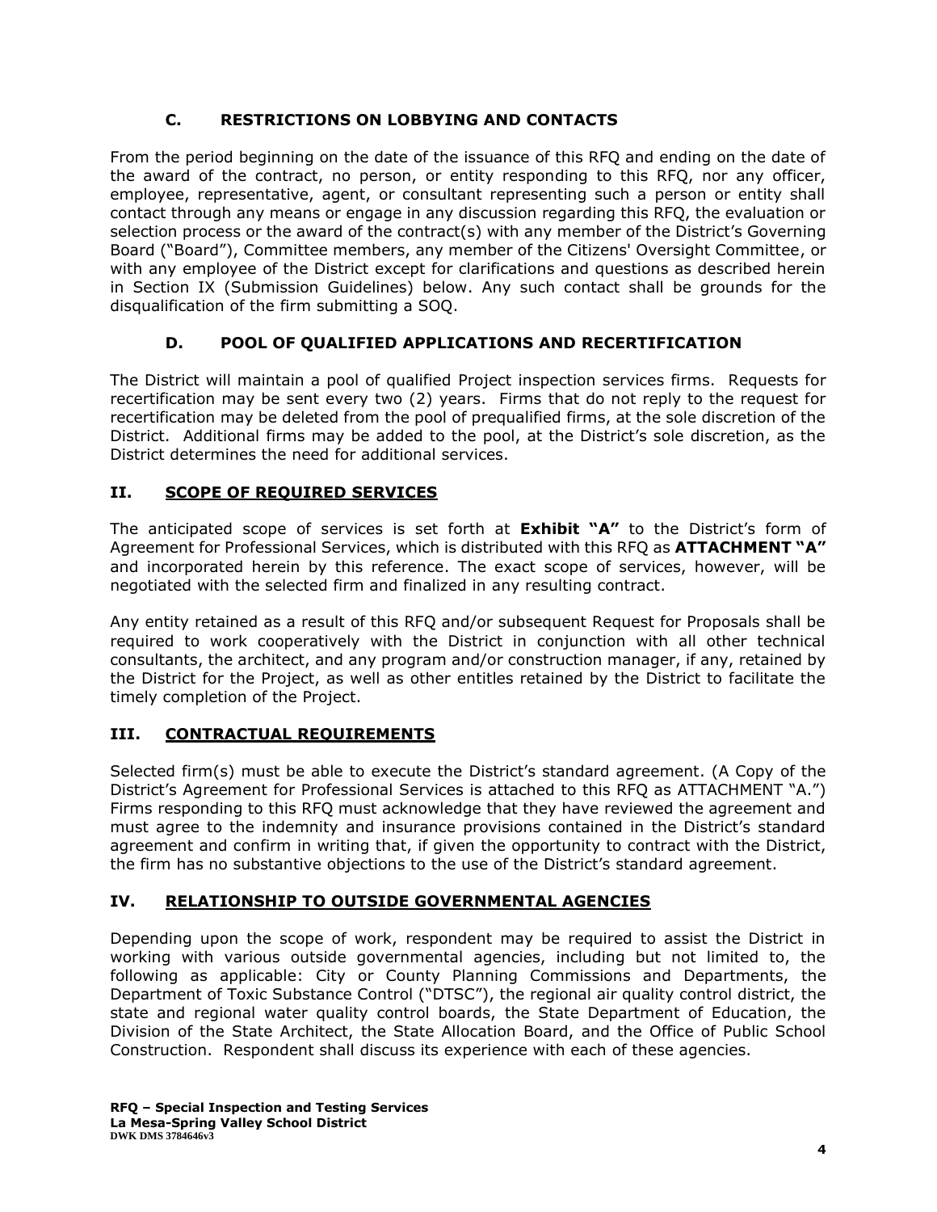### C. RESTRICTIONS ON LOBBYING AND CONTACTS

From the period beginning on the date of the issuance of this RFQ and ending on the date of the award of the contract, no person, or entity responding to this RFQ, nor any officer, employee, representative, agent, or consultant representing such a person or entity shall contact through any means or engage in any discussion regarding this RFQ, the evaluation or selection process or the award of the contract(s) with any member of the District's Governing Board ("Board"), Committee members, any member of the Citizens' Oversight Committee, or with any employee of the District except for clarifications and questions as described herein in Section IX (Submission Guidelines) below. Any such contact shall be grounds for the disqualification of the firm submitting a SOQ.

### D. POOL OF QUALIFIED APPLICATIONS AND RECERTIFICATION

The District will maintain a pool of qualified Project inspection services firms. Requests for recertification may be sent every two (2) years. Firms that do not reply to the request for recertification may be deleted from the pool of prequalified firms, at the sole discretion of the District. Additional firms may be added to the pool, at the District's sole discretion, as the District determines the need for additional services.

## II. SCOPE OF REQUIRED SERVICES

The anticipated scope of services is set forth at **Exhibit "A"** to the District's form of Agreement for Professional Services, which is distributed with this RFQ as **ATTACHMENT "A"** and incorporated herein by this reference. The exact scope of services, however, will be negotiated with the selected firm and finalized in any resulting contract.

Any entity retained as a result of this RFQ and/or subsequent Request for Proposals shall be required to work cooperatively with the District in conjunction with all other technical consultants, the architect, and any program and/or construction manager, if any, retained by the District for the Project, as well as other entitles retained by the District to facilitate the timely completion of the Project.

## III. CONTRACTUAL REQUIREMENTS

Selected firm(s) must be able to execute the District's standard agreement. (A Copy of the District's Agreement for Professional Services is attached to this RFQ as ATTACHMENT "A.") Firms responding to this RFQ must acknowledge that they have reviewed the agreement and must agree to the indemnity and insurance provisions contained in the District's standard agreement and confirm in writing that, if given the opportunity to contract with the District, the firm has no substantive objections to the use of the District's standard agreement.

## IV. RELATIONSHIP TO OUTSIDE GOVERNMENTAL AGENCIES

Depending upon the scope of work, respondent may be required to assist the District in working with various outside governmental agencies, including but not limited to, the following as applicable: City or County Planning Commissions and Departments, the Department of Toxic Substance Control ("DTSC"), the regional air quality control district, the state and regional water quality control boards, the State Department of Education, the Division of the State Architect, the State Allocation Board, and the Office of Public School Construction. Respondent shall discuss its experience with each of these agencies.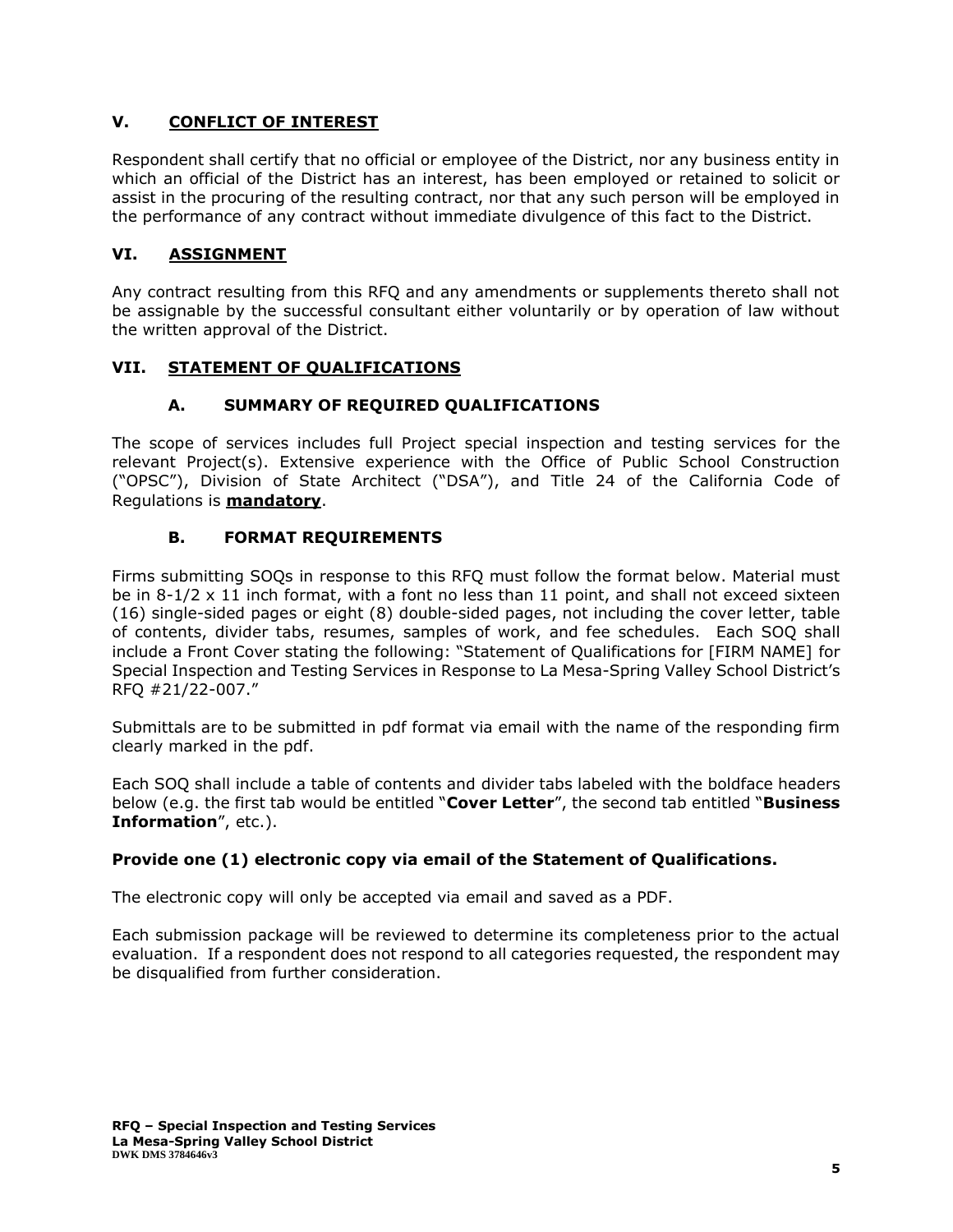## V. CONFLICT OF INTEREST

Respondent shall certify that no official or employee of the District, nor any business entity in which an official of the District has an interest, has been employed or retained to solicit or assist in the procuring of the resulting contract, nor that any such person will be employed in the performance of any contract without immediate divulgence of this fact to the District.

## VI. ASSIGNMENT

Any contract resulting from this RFQ and any amendments or supplements thereto shall not be assignable by the successful consultant either voluntarily or by operation of law without the written approval of the District.

## VII. STATEMENT OF QUALIFICATIONS

### A. SUMMARY OF REQUIRED QUALIFICATIONS

The scope of services includes full Project special inspection and testing services for the relevant Project(s). Extensive experience with the Office of Public School Construction ("OPSC"), Division of State Architect ("DSA"), and Title 24 of the California Code of Regulations is **mandatory**.

### B. FORMAT REQUIREMENTS

Firms submitting SOQs in response to this RFQ must follow the format below. Material must be in 8-1/2 x 11 inch format, with a font no less than 11 point, and shall not exceed sixteen (16) single-sided pages or eight (8) double-sided pages, not including the cover letter, table of contents, divider tabs, resumes, samples of work, and fee schedules. Each SOQ shall include a Front Cover stating the following: "Statement of Qualifications for [FIRM NAME] for Special Inspection and Testing Services in Response to La Mesa-Spring Valley School District's RFQ #21/22-007."

Submittals are to be submitted in pdf format via email with the name of the responding firm clearly marked in the pdf.

Each SOQ shall include a table of contents and divider tabs labeled with the boldface headers below (e.g. the first tab would be entitled "**Cover Letter**", the second tab entitled "**Business Information**", etc.).

**Provide one (1) electronic copy via email of the Statement of Qualifications.**

The electronic copy will only be accepted via email and saved as a PDF.

Each submission package will be reviewed to determine its completeness prior to the actual evaluation. If a respondent does not respond to all categories requested, the respondent may be disqualified from further consideration.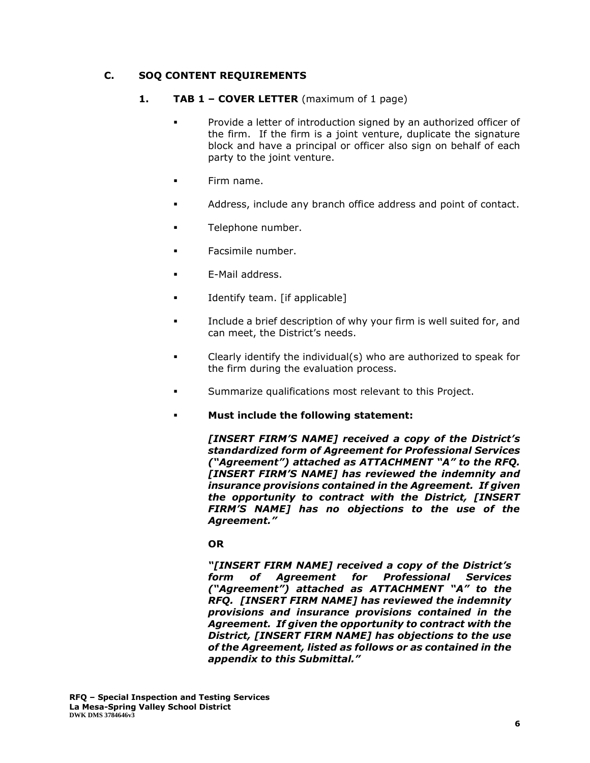## C. SOQ CONTENT REQUIREMENTS

### 1. TAB 1 – COVER LETTER (maximum of 1 page)

- Provide a letter of introduction signed by an authorized officer of the firm. If the firm is a joint venture, duplicate the signature block and have a principal or officer also sign on behalf of each party to the joint venture.
- Firm name.
- Address, include any branch office address and point of contact.
- Telephone number.
- Facsimile number.
- E-Mail address.
- Identify team. [if applicable]
- Include a brief description of why your firm is well suited for, and can meet, the District's needs.
- Clearly identify the individual(s) who are authorized to speak for the firm during the evaluation process.
- Summarize qualifications most relevant to this Project.
- **Must include the following statement:**

  ***[INSERT FIRM'S NAME] received a copy of the District's standardized form of Agreement for Professional Services ("Agreement") attached as ATTACHMENT "A" to the RFQ. [INSERT FIRM'S NAME] has reviewed the indemnity and insurance provisions contained in the Agreement. If given the opportunity to contract with the District, [INSERT FIRM'S NAME] has no objections to the use of the Agreement."***

  **OR**

  ***"[INSERT FIRM NAME] received a copy of the District's form of Agreement for Professional Services ("Agreement") attached as ATTACHMENT "A" to the RFQ. [INSERT FIRM NAME] has reviewed the indemnity provisions and insurance provisions contained in the Agreement. If given the opportunity to contract with the District, [INSERT FIRM NAME] has objections to the use of the Agreement, listed as follows or as contained in the appendix to this Submittal."***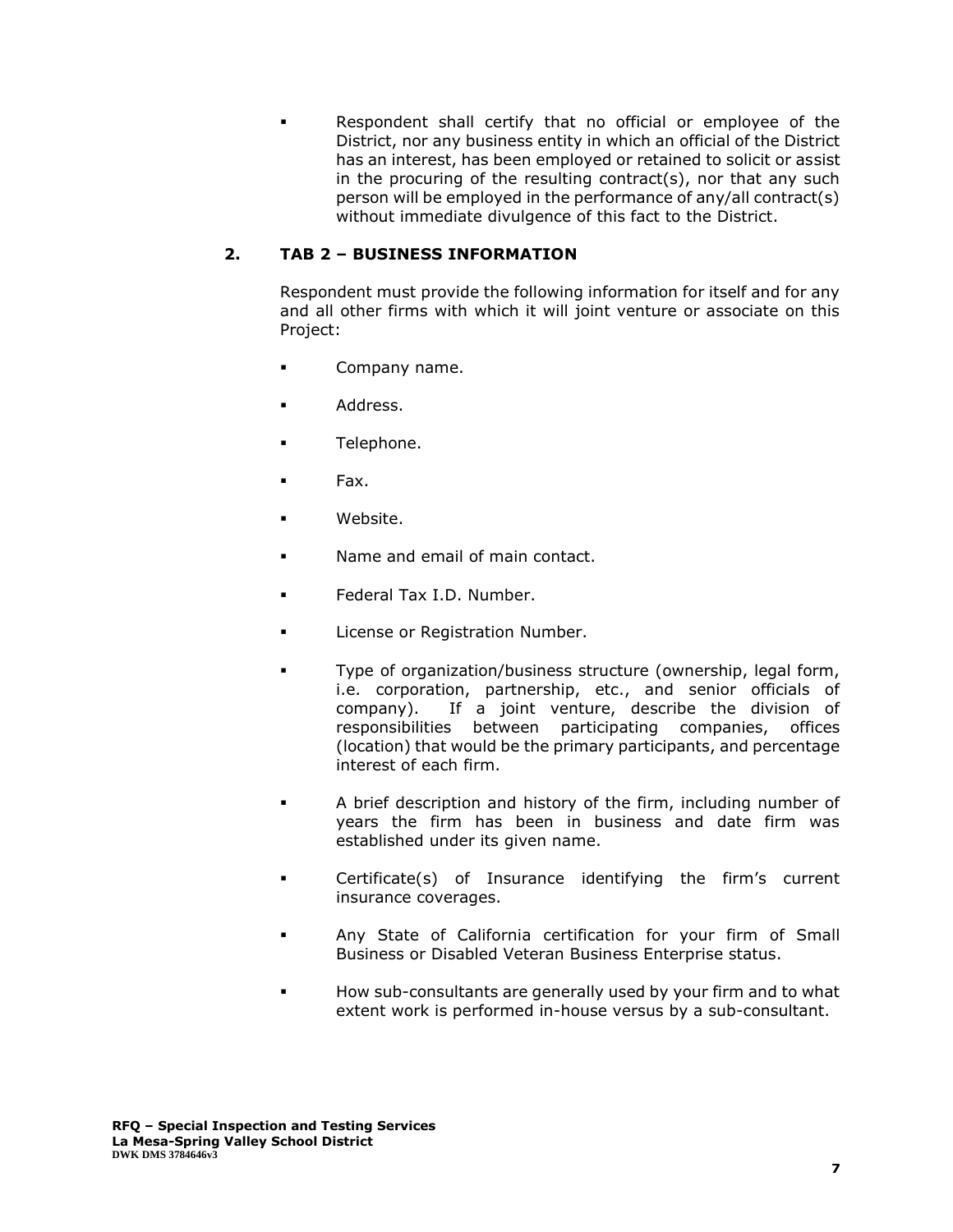- Respondent shall certify that no official or employee of the District, nor any business entity in which an official of the District has an interest, has been employed or retained to solicit or assist in the procuring of the resulting contract(s), nor that any such person will be employed in the performance of any/all contract(s) without immediate divulgence of this fact to the District.

## 2. TAB 2 – BUSINESS INFORMATION

Respondent must provide the following information for itself and for any and all other firms with which it will joint venture or associate on this Project:

- Company name.
- Address.
- Telephone.
- Fax.
- Website.
- Name and email of main contact.
- Federal Tax I.D. Number.
- License or Registration Number.
- Type of organization/business structure (ownership, legal form, i.e. corporation, partnership, etc., and senior officials of company). If a joint venture, describe the division of responsibilities between participating companies, offices (location) that would be the primary participants, and percentage interest of each firm.
- A brief description and history of the firm, including number of years the firm has been in business and date firm was established under its given name.
- Certificate(s) of Insurance identifying the firm's current insurance coverages.
- Any State of California certification for your firm of Small Business or Disabled Veteran Business Enterprise status.
- How sub-consultants are generally used by your firm and to what extent work is performed in-house versus by a sub-consultant.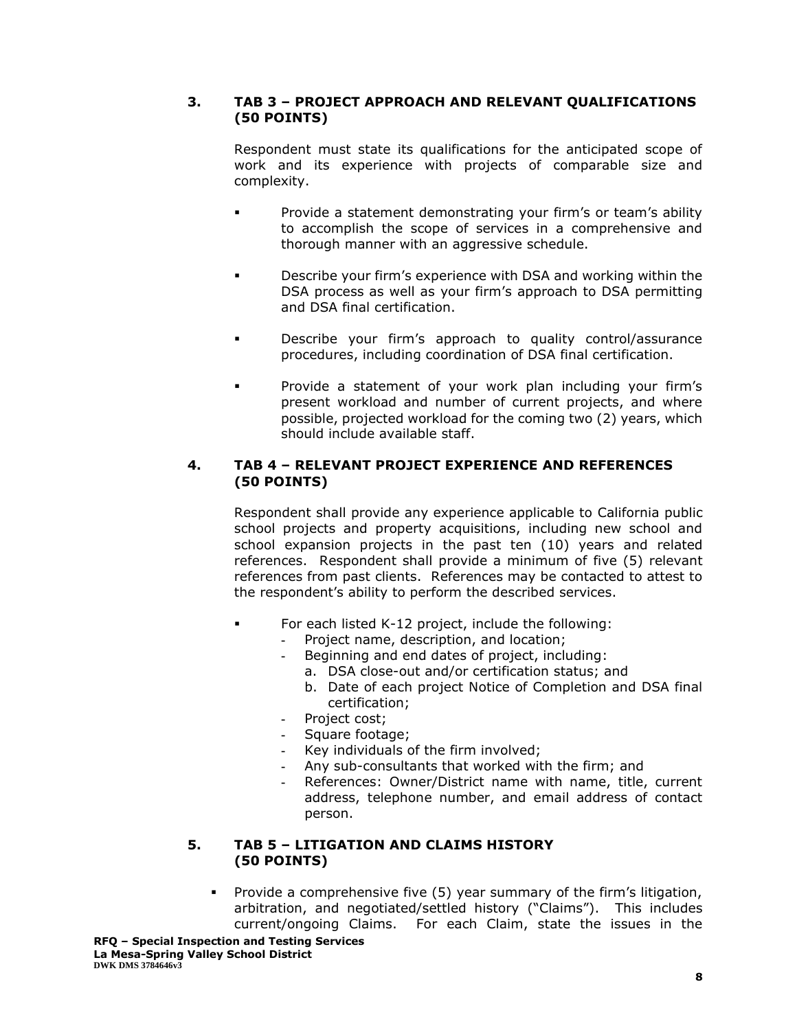### 3. TAB 3 – PROJECT APPROACH AND RELEVANT QUALIFICATIONS (50 POINTS)

Respondent must state its qualifications for the anticipated scope of work and its experience with projects of comparable size and complexity.

- Provide a statement demonstrating your firm's or team's ability to accomplish the scope of services in a comprehensive and thorough manner with an aggressive schedule.
- Describe your firm's experience with DSA and working within the DSA process as well as your firm's approach to DSA permitting and DSA final certification.
- Describe your firm's approach to quality control/assurance procedures, including coordination of DSA final certification.
- Provide a statement of your work plan including your firm's present workload and number of current projects, and where possible, projected workload for the coming two (2) years, which should include available staff.

### 4. TAB 4 – RELEVANT PROJECT EXPERIENCE AND REFERENCES (50 POINTS)

Respondent shall provide any experience applicable to California public school projects and property acquisitions, including new school and school expansion projects in the past ten (10) years and related references. Respondent shall provide a minimum of five (5) relevant references from past clients. References may be contacted to attest to the respondent's ability to perform the described services.

- For each listed K-12 project, include the following:
  - Project name, description, and location;
  - Beginning and end dates of project, including:
    a. DSA close-out and/or certification status; and
    b. Date of each project Notice of Completion and DSA final certification;
  - Project cost;
  - Square footage;
  - Key individuals of the firm involved;
  - Any sub-consultants that worked with the firm; and
  - References: Owner/District name with name, title, current address, telephone number, and email address of contact person.

### 5. TAB 5 – LITIGATION AND CLAIMS HISTORY (50 POINTS)

- Provide a comprehensive five (5) year summary of the firm's litigation, arbitration, and negotiated/settled history ("Claims"). This includes current/ongoing Claims. For each Claim, state the issues in the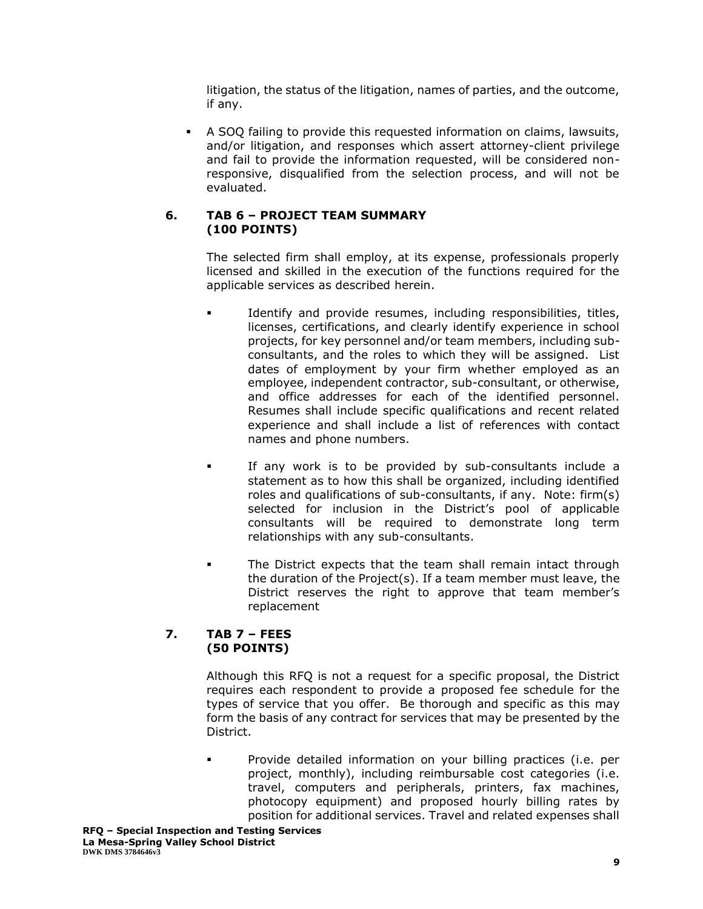litigation, the status of the litigation, names of parties, and the outcome, if any.

- A SOQ failing to provide this requested information on claims, lawsuits, and/or litigation, and responses which assert attorney-client privilege and fail to provide the information requested, will be considered non-responsive, disqualified from the selection process, and will not be evaluated.

### 6. TAB 6 – PROJECT TEAM SUMMARY (100 POINTS)

The selected firm shall employ, at its expense, professionals properly licensed and skilled in the execution of the functions required for the applicable services as described herein.

- Identify and provide resumes, including responsibilities, titles, licenses, certifications, and clearly identify experience in school projects, for key personnel and/or team members, including sub-consultants, and the roles to which they will be assigned. List dates of employment by your firm whether employed as an employee, independent contractor, sub-consultant, or otherwise, and office addresses for each of the identified personnel. Resumes shall include specific qualifications and recent related experience and shall include a list of references with contact names and phone numbers.

- If any work is to be provided by sub-consultants include a statement as to how this shall be organized, including identified roles and qualifications of sub-consultants, if any. Note: firm(s) selected for inclusion in the District's pool of applicable consultants will be required to demonstrate long term relationships with any sub-consultants.

- The District expects that the team shall remain intact through the duration of the Project(s). If a team member must leave, the District reserves the right to approve that team member's replacement

### 7. TAB 7 – FEES (50 POINTS)

Although this RFQ is not a request for a specific proposal, the District requires each respondent to provide a proposed fee schedule for the types of service that you offer. Be thorough and specific as this may form the basis of any contract for services that may be presented by the District.

- Provide detailed information on your billing practices (i.e. per project, monthly), including reimbursable cost categories (i.e. travel, computers and peripherals, printers, fax machines, photocopy equipment) and proposed hourly billing rates by position for additional services. Travel and related expenses shall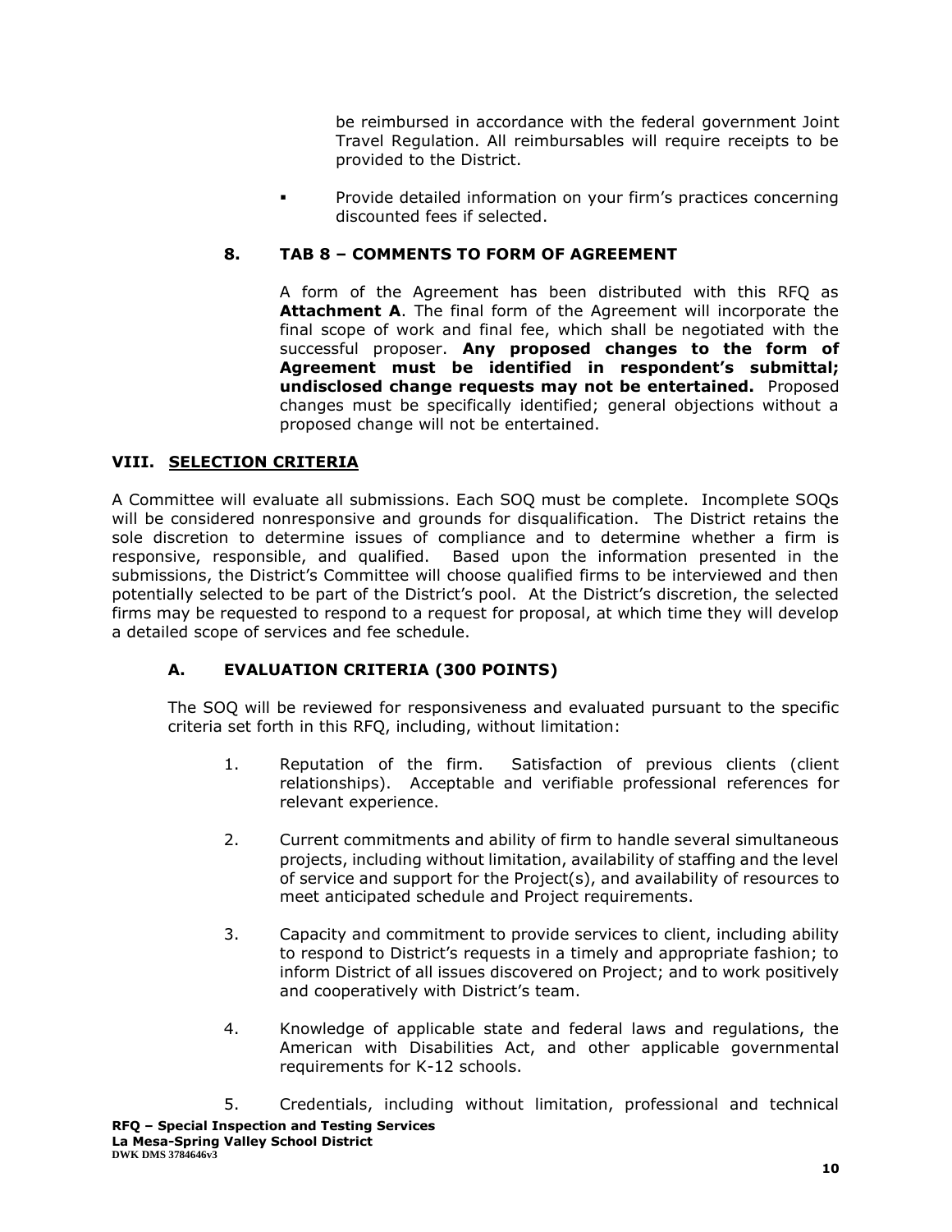be reimbursed in accordance with the federal government Joint Travel Regulation. All reimbursables will require receipts to be provided to the District.

- Provide detailed information on your firm's practices concerning discounted fees if selected.

### 8. TAB 8 – COMMENTS TO FORM OF AGREEMENT

A form of the Agreement has been distributed with this RFQ as **Attachment A**. The final form of the Agreement will incorporate the final scope of work and final fee, which shall be negotiated with the successful proposer. **Any proposed changes to the form of Agreement must be identified in respondent's submittal; undisclosed change requests may not be entertained.** Proposed changes must be specifically identified; general objections without a proposed change will not be entertained.

## VIII. SELECTION CRITERIA

A Committee will evaluate all submissions. Each SOQ must be complete. Incomplete SOQs will be considered nonresponsive and grounds for disqualification. The District retains the sole discretion to determine issues of compliance and to determine whether a firm is responsive, responsible, and qualified. Based upon the information presented in the submissions, the District's Committee will choose qualified firms to be interviewed and then potentially selected to be part of the District's pool. At the District's discretion, the selected firms may be requested to respond to a request for proposal, at which time they will develop a detailed scope of services and fee schedule.

### A. EVALUATION CRITERIA (300 POINTS)

The SOQ will be reviewed for responsiveness and evaluated pursuant to the specific criteria set forth in this RFQ, including, without limitation:

1. Reputation of the firm. Satisfaction of previous clients (client relationships). Acceptable and verifiable professional references for relevant experience.

2. Current commitments and ability of firm to handle several simultaneous projects, including without limitation, availability of staffing and the level of service and support for the Project(s), and availability of resources to meet anticipated schedule and Project requirements.

3. Capacity and commitment to provide services to client, including ability to respond to District's requests in a timely and appropriate fashion; to inform District of all issues discovered on Project; and to work positively and cooperatively with District's team.

4. Knowledge of applicable state and federal laws and regulations, the American with Disabilities Act, and other applicable governmental requirements for K-12 schools.

5. Credentials, including without limitation, professional and technical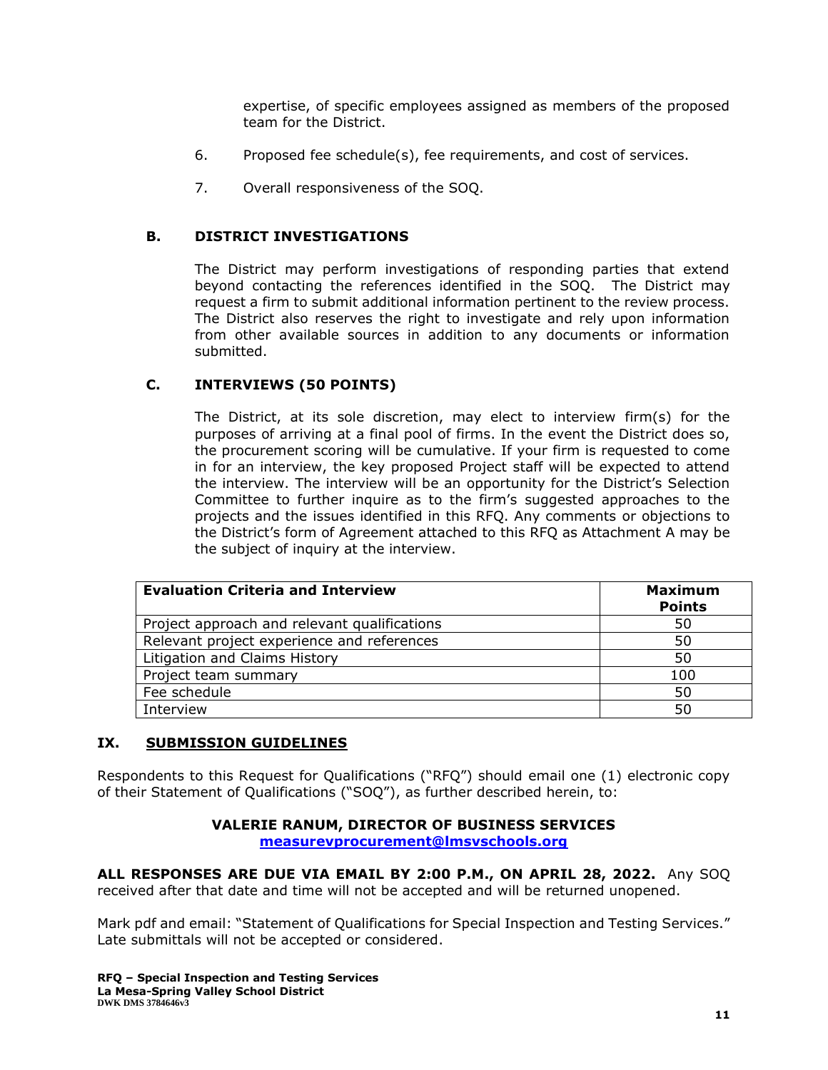expertise, of specific employees assigned as members of the proposed team for the District.

6. Proposed fee schedule(s), fee requirements, and cost of services.

7. Overall responsiveness of the SOQ.

### B. DISTRICT INVESTIGATIONS

The District may perform investigations of responding parties that extend beyond contacting the references identified in the SOQ. The District may request a firm to submit additional information pertinent to the review process. The District also reserves the right to investigate and rely upon information from other available sources in addition to any documents or information submitted.

### C. INTERVIEWS (50 POINTS)

The District, at its sole discretion, may elect to interview firm(s) for the purposes of arriving at a final pool of firms. In the event the District does so, the procurement scoring will be cumulative. If your firm is requested to come in for an interview, the key proposed Project staff will be expected to attend the interview. The interview will be an opportunity for the District's Selection Committee to further inquire as to the firm's suggested approaches to the projects and the issues identified in this RFQ. Any comments or objections to the District's form of Agreement attached to this RFQ as Attachment A may be the subject of inquiry at the interview.

| Evaluation Criteria and Interview | Maximum Points |
|---|---|
| Project approach and relevant qualifications | 50 |
| Relevant project experience and references | 50 |
| Litigation and Claims History | 50 |
| Project team summary | 100 |
| Fee schedule | 50 |
| Interview | 50 |

## IX. SUBMISSION GUIDELINES

Respondents to this Request for Qualifications ("RFQ") should email one (1) electronic copy of their Statement of Qualifications ("SOQ"), as further described herein, to:

**VALERIE RANUM, DIRECTOR OF BUSINESS SERVICES**
**measurevprocurement@lmsvschools.org**

**ALL RESPONSES ARE DUE VIA EMAIL BY 2:00 P.M., ON APRIL 28, 2022.** Any SOQ received after that date and time will not be accepted and will be returned unopened.

Mark pdf and email: "Statement of Qualifications for Special Inspection and Testing Services." Late submittals will not be accepted or considered.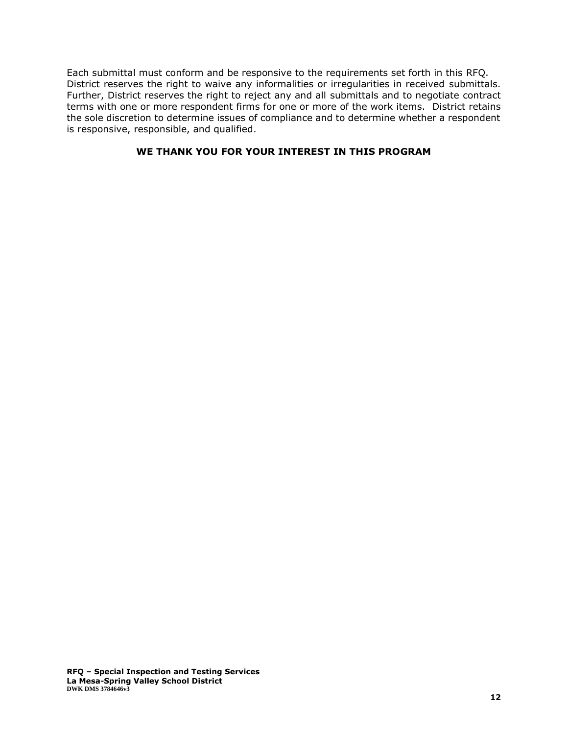Each submittal must conform and be responsive to the requirements set forth in this RFQ. District reserves the right to waive any informalities or irregularities in received submittals. Further, District reserves the right to reject any and all submittals and to negotiate contract terms with one or more respondent firms for one or more of the work items. District retains the sole discretion to determine issues of compliance and to determine whether a respondent is responsive, responsible, and qualified.

**WE THANK YOU FOR YOUR INTEREST IN THIS PROGRAM**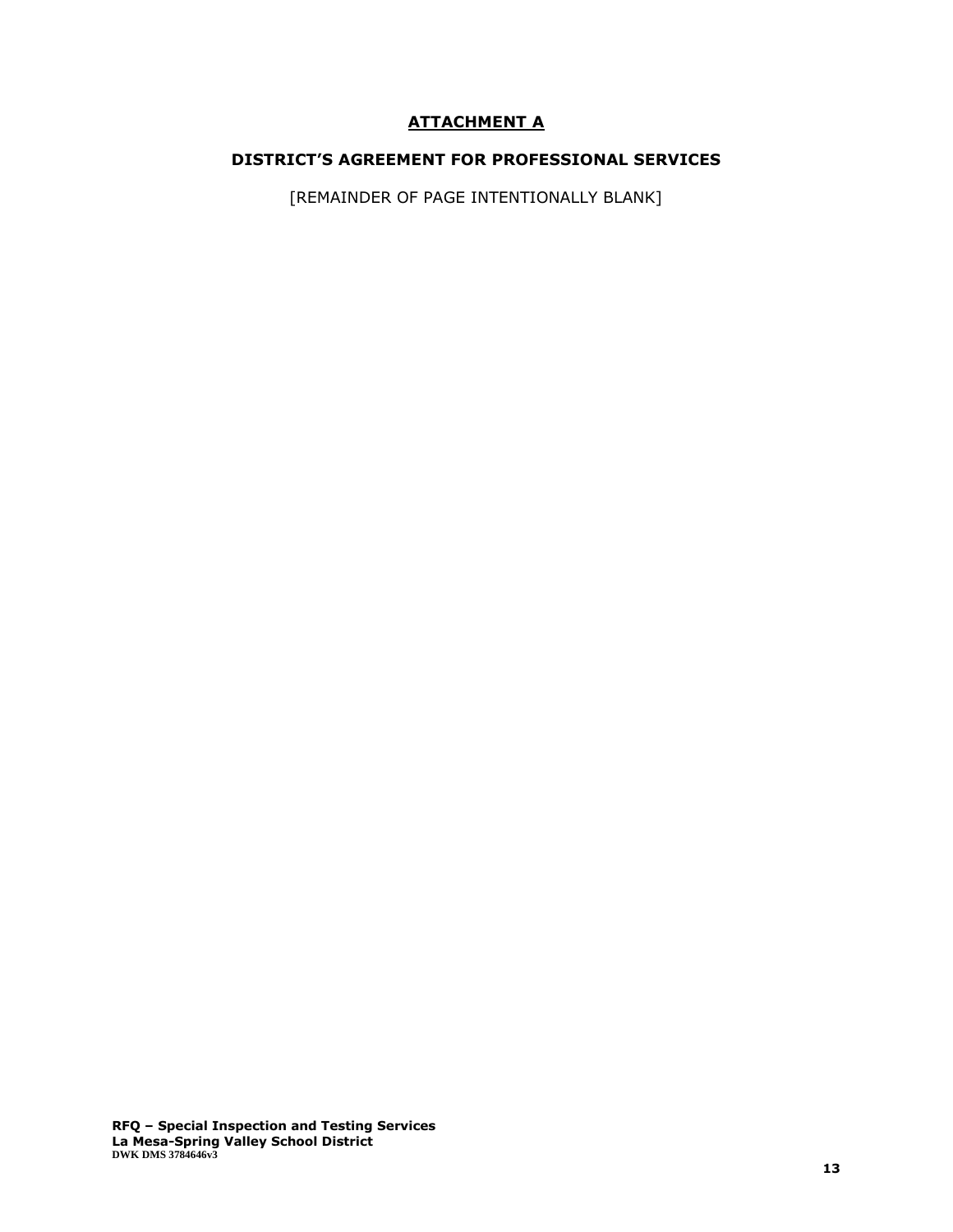# <u>ATTACHMENT A</u>

## DISTRICT'S AGREEMENT FOR PROFESSIONAL SERVICES

[REMAINDER OF PAGE INTENTIONALLY BLANK]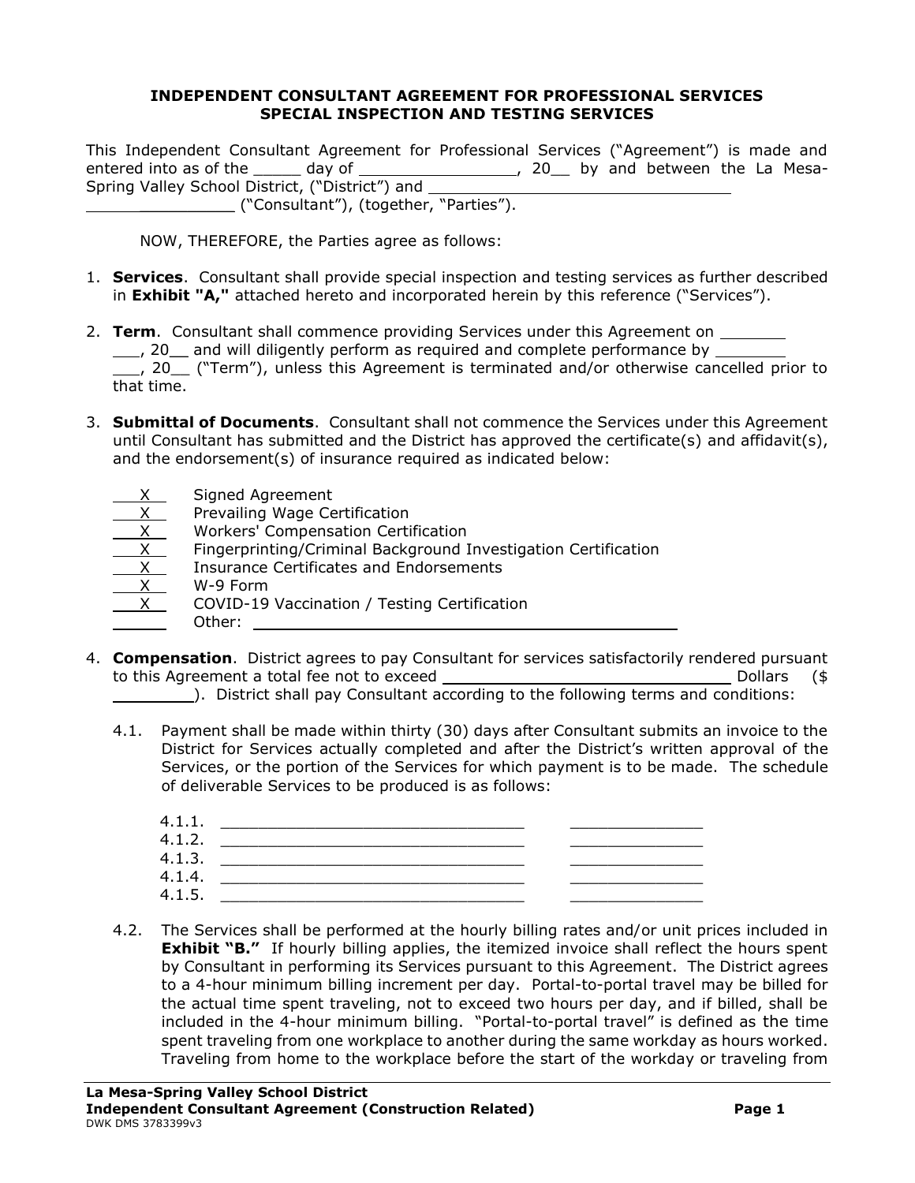**INDEPENDENT CONSULTANT AGREEMENT FOR PROFESSIONAL SERVICES**
**SPECIAL INSPECTION AND TESTING SERVICES**

This Independent Consultant Agreement for Professional Services ("Agreement") is made and entered into as of the _____ day of ________________, 20__ by and between the La Mesa-Spring Valley School District, ("District") and ________________________________ __________________ ("Consultant"), (together, "Parties").

NOW, THEREFORE, the Parties agree as follows:

1. **Services**. Consultant shall provide special inspection and testing services as further described in **Exhibit "A,"** attached hereto and incorporated herein by this reference ("Services").

2. **Term**. Consultant shall commence providing Services under this Agreement on __________, 20__ and will diligently perform as required and complete performance by __________, 20__ ("Term"), unless this Agreement is terminated and/or otherwise cancelled prior to that time.

3. **Submittal of Documents**. Consultant shall not commence the Services under this Agreement until Consultant has submitted and the District has approved the certificate(s) and affidavit(s), and the endorsement(s) of insurance required as indicated below:

   __X__ Signed Agreement
   __X__ Prevailing Wage Certification
   __X__ Workers' Compensation Certification
   __X__ Fingerprinting/Criminal Background Investigation Certification
   __X__ Insurance Certificates and Endorsements
   __X__ W-9 Form
   __X__ COVID-19 Vaccination / Testing Certification
   _____ Other: ____________________________________________

4. **Compensation**. District agrees to pay Consultant for services satisfactorily rendered pursuant to this Agreement a total fee not to exceed ______________________________ Dollars ($ ________). District shall pay Consultant according to the following terms and conditions:

   4.1. Payment shall be made within thirty (30) days after Consultant submits an invoice to the District for Services actually completed and after the District's written approval of the Services, or the portion of the Services for which payment is to be made. The schedule of deliverable Services to be produced is as follows:

   4.1.1. ________________________________ ______________
   4.1.2. ________________________________ ______________
   4.1.3. ________________________________ ______________
   4.1.4. ________________________________ ______________
   4.1.5. ________________________________ ______________

   4.2. The Services shall be performed at the hourly billing rates and/or unit prices included in **Exhibit "B."** If hourly billing applies, the itemized invoice shall reflect the hours spent by Consultant in performing its Services pursuant to this Agreement. The District agrees to a 4-hour minimum billing increment per day. Portal-to-portal travel may be billed for the actual time spent traveling, not to exceed two hours per day, and if billed, shall be included in the 4-hour minimum billing. "Portal-to-portal travel" is defined as the time spent traveling from one workplace to another during the same workday as hours worked. Traveling from home to the workplace before the start of the workday or traveling from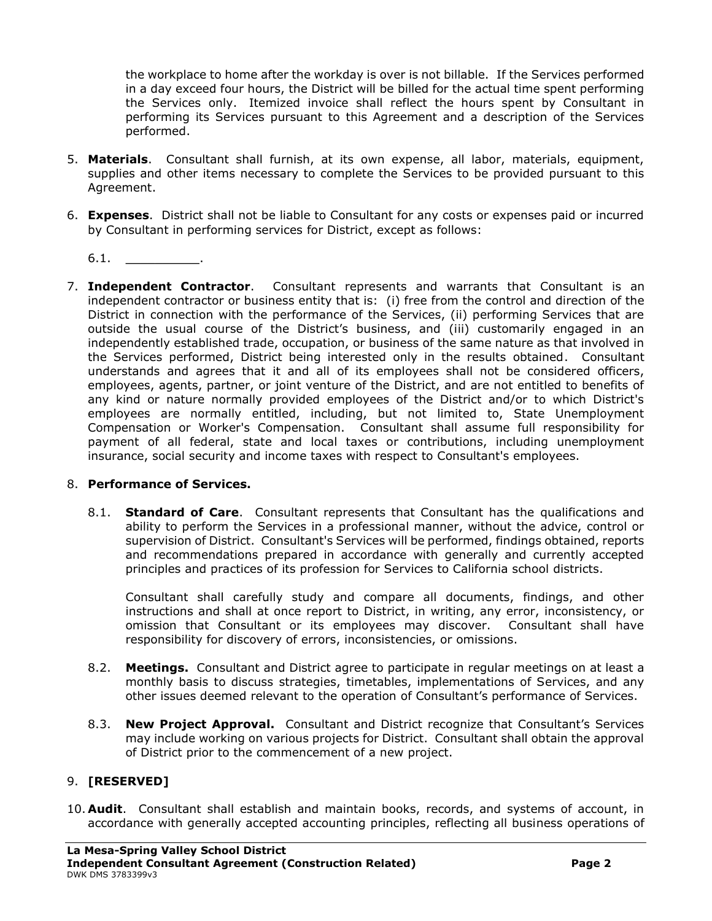the workplace to home after the workday is over is not billable. If the Services performed in a day exceed four hours, the District will be billed for the actual time spent performing the Services only. Itemized invoice shall reflect the hours spent by Consultant in performing its Services pursuant to this Agreement and a description of the Services performed.

5. **Materials**. Consultant shall furnish, at its own expense, all labor, materials, equipment, supplies and other items necessary to complete the Services to be provided pursuant to this Agreement.

6. **Expenses**. District shall not be liable to Consultant for any costs or expenses paid or incurred by Consultant in performing services for District, except as follows:

   6.1. __________.

7. **Independent Contractor**. Consultant represents and warrants that Consultant is an independent contractor or business entity that is: (i) free from the control and direction of the District in connection with the performance of the Services, (ii) performing Services that are outside the usual course of the District's business, and (iii) customarily engaged in an independently established trade, occupation, or business of the same nature as that involved in the Services performed, District being interested only in the results obtained. Consultant understands and agrees that it and all of its employees shall not be considered officers, employees, agents, partner, or joint venture of the District, and are not entitled to benefits of any kind or nature normally provided employees of the District and/or to which District's employees are normally entitled, including, but not limited to, State Unemployment Compensation or Worker's Compensation. Consultant shall assume full responsibility for payment of all federal, state and local taxes or contributions, including unemployment insurance, social security and income taxes with respect to Consultant's employees.

8. **Performance of Services.**

   8.1. **Standard of Care**. Consultant represents that Consultant has the qualifications and ability to perform the Services in a professional manner, without the advice, control or supervision of District. Consultant's Services will be performed, findings obtained, reports and recommendations prepared in accordance with generally and currently accepted principles and practices of its profession for Services to California school districts.

   Consultant shall carefully study and compare all documents, findings, and other instructions and shall at once report to District, in writing, any error, inconsistency, or omission that Consultant or its employees may discover. Consultant shall have responsibility for discovery of errors, inconsistencies, or omissions.

   8.2. **Meetings.** Consultant and District agree to participate in regular meetings on at least a monthly basis to discuss strategies, timetables, implementations of Services, and any other issues deemed relevant to the operation of Consultant's performance of Services.

   8.3. **New Project Approval.** Consultant and District recognize that Consultant's Services may include working on various projects for District. Consultant shall obtain the approval of District prior to the commencement of a new project.

9. **[RESERVED]**

10. **Audit**. Consultant shall establish and maintain books, records, and systems of account, in accordance with generally accepted accounting principles, reflecting all business operations of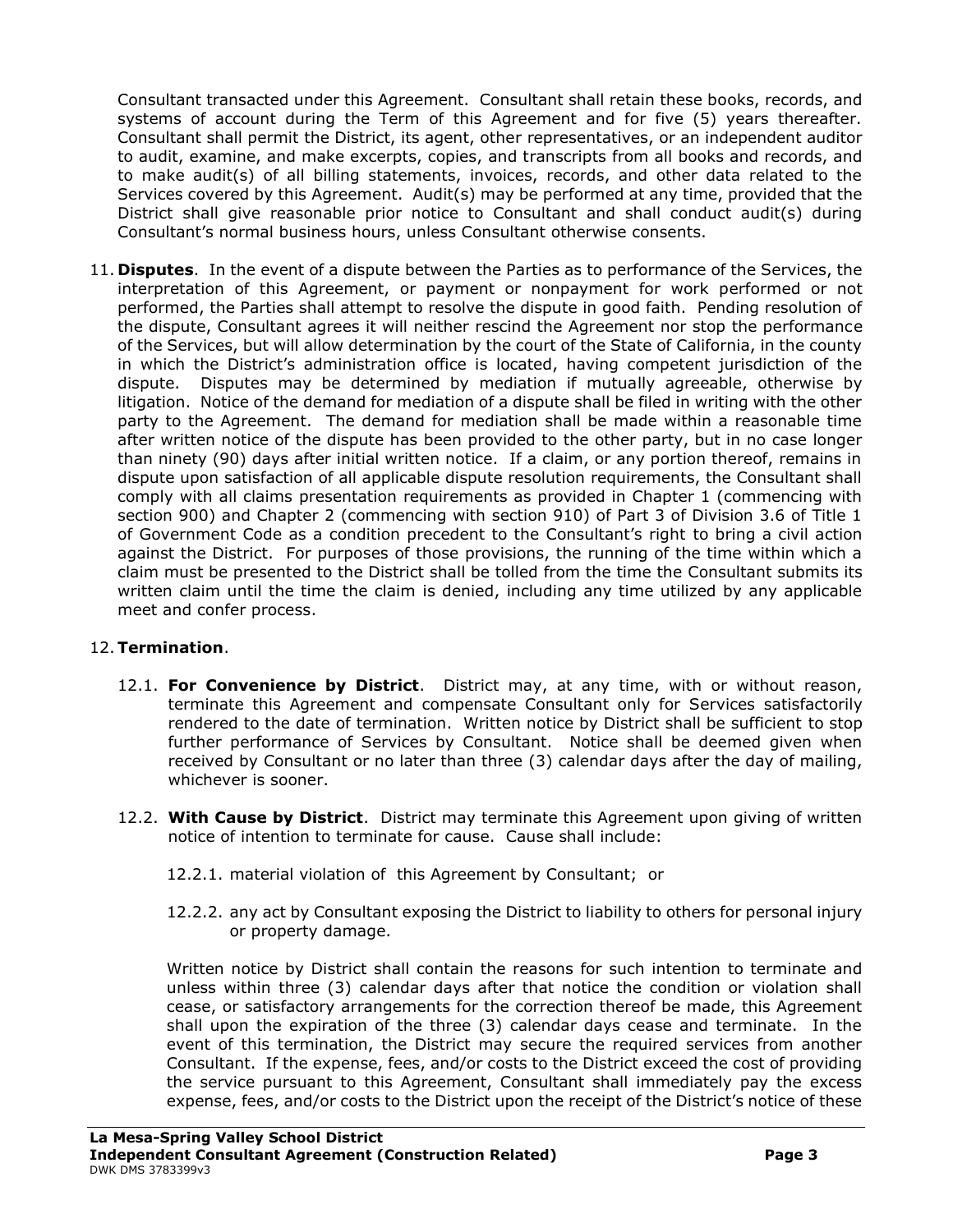Consultant transacted under this Agreement. Consultant shall retain these books, records, and systems of account during the Term of this Agreement and for five (5) years thereafter. Consultant shall permit the District, its agent, other representatives, or an independent auditor to audit, examine, and make excerpts, copies, and transcripts from all books and records, and to make audit(s) of all billing statements, invoices, records, and other data related to the Services covered by this Agreement. Audit(s) may be performed at any time, provided that the District shall give reasonable prior notice to Consultant and shall conduct audit(s) during Consultant's normal business hours, unless Consultant otherwise consents.

11. **Disputes**. In the event of a dispute between the Parties as to performance of the Services, the interpretation of this Agreement, or payment or nonpayment for work performed or not performed, the Parties shall attempt to resolve the dispute in good faith. Pending resolution of the dispute, Consultant agrees it will neither rescind the Agreement nor stop the performance of the Services, but will allow determination by the court of the State of California, in the county in which the District's administration office is located, having competent jurisdiction of the dispute. Disputes may be determined by mediation if mutually agreeable, otherwise by litigation. Notice of the demand for mediation of a dispute shall be filed in writing with the other party to the Agreement. The demand for mediation shall be made within a reasonable time after written notice of the dispute has been provided to the other party, but in no case longer than ninety (90) days after initial written notice. If a claim, or any portion thereof, remains in dispute upon satisfaction of all applicable dispute resolution requirements, the Consultant shall comply with all claims presentation requirements as provided in Chapter 1 (commencing with section 900) and Chapter 2 (commencing with section 910) of Part 3 of Division 3.6 of Title 1 of Government Code as a condition precedent to the Consultant's right to bring a civil action against the District. For purposes of those provisions, the running of the time within which a claim must be presented to the District shall be tolled from the time the Consultant submits its written claim until the time the claim is denied, including any time utilized by any applicable meet and confer process.

12. **Termination**.

    12.1. **For Convenience by District**. District may, at any time, with or without reason, terminate this Agreement and compensate Consultant only for Services satisfactorily rendered to the date of termination. Written notice by District shall be sufficient to stop further performance of Services by Consultant. Notice shall be deemed given when received by Consultant or no later than three (3) calendar days after the day of mailing, whichever is sooner.

    12.2. **With Cause by District**. District may terminate this Agreement upon giving of written notice of intention to terminate for cause. Cause shall include:

    12.2.1. material violation of this Agreement by Consultant; or

    12.2.2. any act by Consultant exposing the District to liability to others for personal injury or property damage.

    Written notice by District shall contain the reasons for such intention to terminate and unless within three (3) calendar days after that notice the condition or violation shall cease, or satisfactory arrangements for the correction thereof be made, this Agreement shall upon the expiration of the three (3) calendar days cease and terminate. In the event of this termination, the District may secure the required services from another Consultant. If the expense, fees, and/or costs to the District exceed the cost of providing the service pursuant to this Agreement, Consultant shall immediately pay the excess expense, fees, and/or costs to the District upon the receipt of the District's notice of these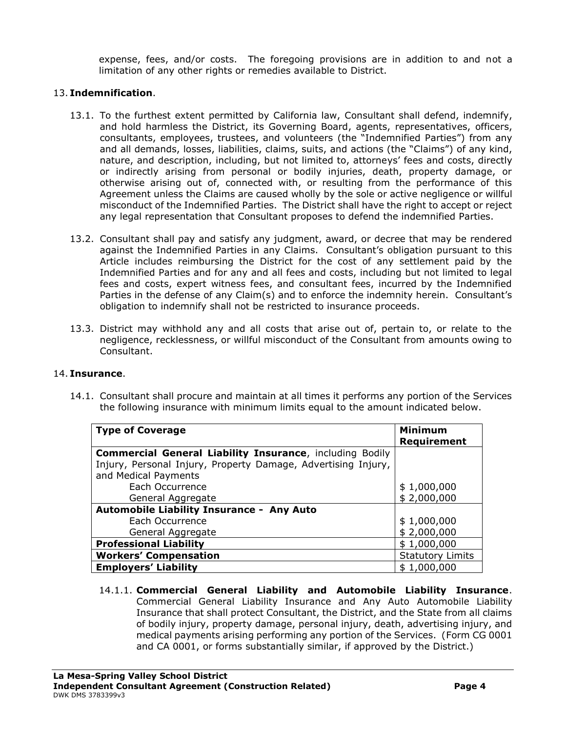expense, fees, and/or costs. The foregoing provisions are in addition to and not a limitation of any other rights or remedies available to District.

13. **Indemnification**.

13.1. To the furthest extent permitted by California law, Consultant shall defend, indemnify, and hold harmless the District, its Governing Board, agents, representatives, officers, consultants, employees, trustees, and volunteers (the "Indemnified Parties") from any and all demands, losses, liabilities, claims, suits, and actions (the "Claims") of any kind, nature, and description, including, but not limited to, attorneys' fees and costs, directly or indirectly arising from personal or bodily injuries, death, property damage, or otherwise arising out of, connected with, or resulting from the performance of this Agreement unless the Claims are caused wholly by the sole or active negligence or willful misconduct of the Indemnified Parties. The District shall have the right to accept or reject any legal representation that Consultant proposes to defend the indemnified Parties.

13.2. Consultant shall pay and satisfy any judgment, award, or decree that may be rendered against the Indemnified Parties in any Claims. Consultant's obligation pursuant to this Article includes reimbursing the District for the cost of any settlement paid by the Indemnified Parties and for any and all fees and costs, including but not limited to legal fees and costs, expert witness fees, and consultant fees, incurred by the Indemnified Parties in the defense of any Claim(s) and to enforce the indemnity herein. Consultant's obligation to indemnify shall not be restricted to insurance proceeds.

13.3. District may withhold any and all costs that arise out of, pertain to, or relate to the negligence, recklessness, or willful misconduct of the Consultant from amounts owing to Consultant.

14. **Insurance**.

14.1. Consultant shall procure and maintain at all times it performs any portion of the Services the following insurance with minimum limits equal to the amount indicated below.

| Type of Coverage | Minimum Requirement |
|---|---|
| **Commercial General Liability Insurance**, including Bodily Injury, Personal Injury, Property Damage, Advertising Injury, and Medical Payments | |
| Each Occurrence | $ 1,000,000 |
| General Aggregate | $ 2,000,000 |
| **Automobile Liability Insurance - Any Auto** | |
| Each Occurrence | $ 1,000,000 |
| General Aggregate | $ 2,000,000 |
| **Professional Liability** | $ 1,000,000 |
| **Workers' Compensation** | Statutory Limits |
| **Employers' Liability** | $ 1,000,000 |

14.1.1. **Commercial General Liability and Automobile Liability Insurance**. Commercial General Liability Insurance and Any Auto Automobile Liability Insurance that shall protect Consultant, the District, and the State from all claims of bodily injury, property damage, personal injury, death, advertising injury, and medical payments arising performing any portion of the Services. (Form CG 0001 and CA 0001, or forms substantially similar, if approved by the District.)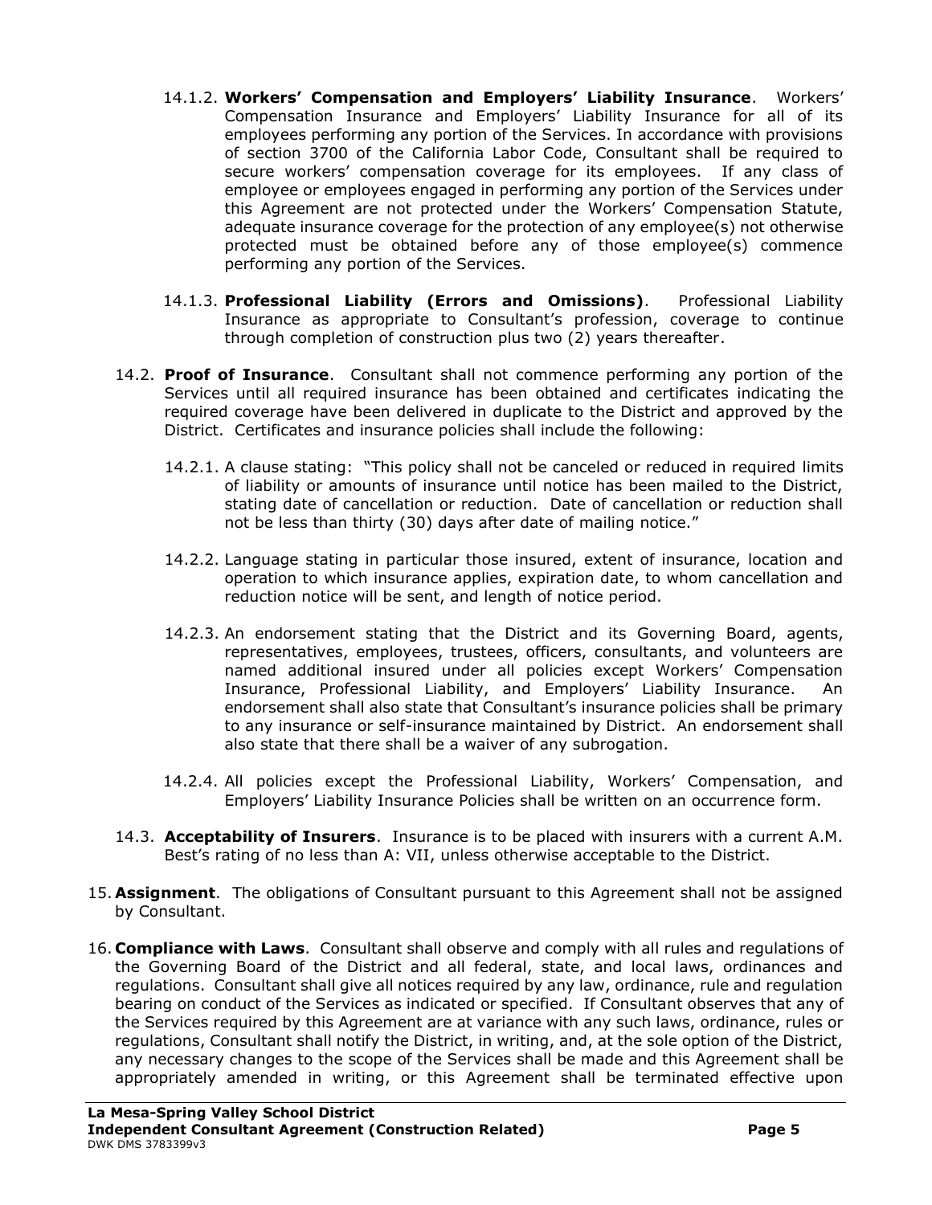14.1.2. **Workers' Compensation and Employers' Liability Insurance**. Workers' Compensation Insurance and Employers' Liability Insurance for all of its employees performing any portion of the Services. In accordance with provisions of section 3700 of the California Labor Code, Consultant shall be required to secure workers' compensation coverage for its employees. If any class of employee or employees engaged in performing any portion of the Services under this Agreement are not protected under the Workers' Compensation Statute, adequate insurance coverage for the protection of any employee(s) not otherwise protected must be obtained before any of those employee(s) commence performing any portion of the Services.

14.1.3. **Professional Liability (Errors and Omissions)**. Professional Liability Insurance as appropriate to Consultant's profession, coverage to continue through completion of construction plus two (2) years thereafter.

14.2. **Proof of Insurance**. Consultant shall not commence performing any portion of the Services until all required insurance has been obtained and certificates indicating the required coverage have been delivered in duplicate to the District and approved by the District. Certificates and insurance policies shall include the following:

14.2.1. A clause stating: "This policy shall not be canceled or reduced in required limits of liability or amounts of insurance until notice has been mailed to the District, stating date of cancellation or reduction. Date of cancellation or reduction shall not be less than thirty (30) days after date of mailing notice."

14.2.2. Language stating in particular those insured, extent of insurance, location and operation to which insurance applies, expiration date, to whom cancellation and reduction notice will be sent, and length of notice period.

14.2.3. An endorsement stating that the District and its Governing Board, agents, representatives, employees, trustees, officers, consultants, and volunteers are named additional insured under all policies except Workers' Compensation Insurance, Professional Liability, and Employers' Liability Insurance. An endorsement shall also state that Consultant's insurance policies shall be primary to any insurance or self-insurance maintained by District. An endorsement shall also state that there shall be a waiver of any subrogation.

14.2.4. All policies except the Professional Liability, Workers' Compensation, and Employers' Liability Insurance Policies shall be written on an occurrence form.

14.3. **Acceptability of Insurers**. Insurance is to be placed with insurers with a current A.M. Best's rating of no less than A: VII, unless otherwise acceptable to the District.

15. **Assignment**. The obligations of Consultant pursuant to this Agreement shall not be assigned by Consultant.

16. **Compliance with Laws**. Consultant shall observe and comply with all rules and regulations of the Governing Board of the District and all federal, state, and local laws, ordinances and regulations. Consultant shall give all notices required by any law, ordinance, rule and regulation bearing on conduct of the Services as indicated or specified. If Consultant observes that any of the Services required by this Agreement are at variance with any such laws, ordinance, rules or regulations, Consultant shall notify the District, in writing, and, at the sole option of the District, any necessary changes to the scope of the Services shall be made and this Agreement shall be appropriately amended in writing, or this Agreement shall be terminated effective upon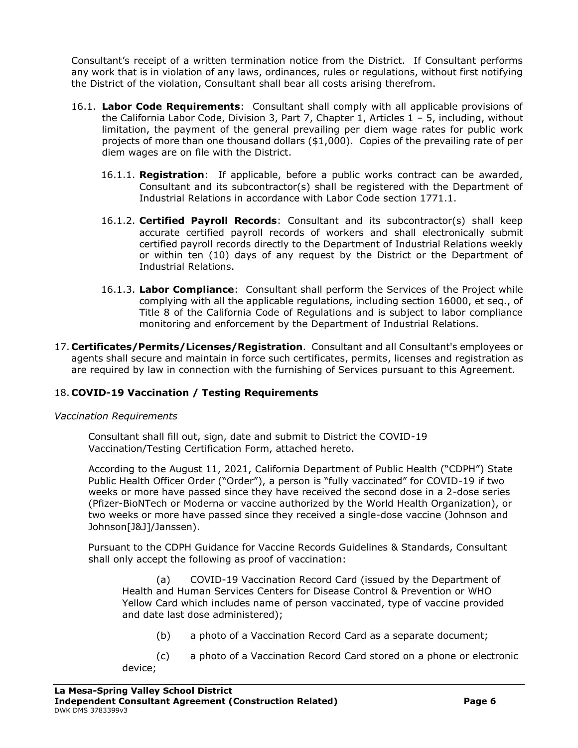Consultant's receipt of a written termination notice from the District. If Consultant performs any work that is in violation of any laws, ordinances, rules or regulations, without first notifying the District of the violation, Consultant shall bear all costs arising therefrom.

16.1. **Labor Code Requirements**: Consultant shall comply with all applicable provisions of the California Labor Code, Division 3, Part 7, Chapter 1, Articles 1 – 5, including, without limitation, the payment of the general prevailing per diem wage rates for public work projects of more than one thousand dollars ($1,000). Copies of the prevailing rate of per diem wages are on file with the District.

16.1.1. **Registration**: If applicable, before a public works contract can be awarded, Consultant and its subcontractor(s) shall be registered with the Department of Industrial Relations in accordance with Labor Code section 1771.1.

16.1.2. **Certified Payroll Records**: Consultant and its subcontractor(s) shall keep accurate certified payroll records of workers and shall electronically submit certified payroll records directly to the Department of Industrial Relations weekly or within ten (10) days of any request by the District or the Department of Industrial Relations.

16.1.3. **Labor Compliance**: Consultant shall perform the Services of the Project while complying with all the applicable regulations, including section 16000, et seq., of Title 8 of the California Code of Regulations and is subject to labor compliance monitoring and enforcement by the Department of Industrial Relations.

17. **Certificates/Permits/Licenses/Registration**. Consultant and all Consultant's employees or agents shall secure and maintain in force such certificates, permits, licenses and registration as are required by law in connection with the furnishing of Services pursuant to this Agreement.

18. **COVID-19 Vaccination / Testing Requirements**

*Vaccination Requirements*

Consultant shall fill out, sign, date and submit to District the COVID-19 Vaccination/Testing Certification Form, attached hereto.

According to the August 11, 2021, California Department of Public Health ("CDPH") State Public Health Officer Order ("Order"), a person is "fully vaccinated" for COVID-19 if two weeks or more have passed since they have received the second dose in a 2-dose series (Pfizer-BioNTech or Moderna or vaccine authorized by the World Health Organization), or two weeks or more have passed since they received a single-dose vaccine (Johnson and Johnson[J&J]/Janssen).

Pursuant to the CDPH Guidance for Vaccine Records Guidelines & Standards, Consultant shall only accept the following as proof of vaccination:

(a) COVID-19 Vaccination Record Card (issued by the Department of Health and Human Services Centers for Disease Control & Prevention or WHO Yellow Card which includes name of person vaccinated, type of vaccine provided and date last dose administered);

(b) a photo of a Vaccination Record Card as a separate document;

(c) a photo of a Vaccination Record Card stored on a phone or electronic device;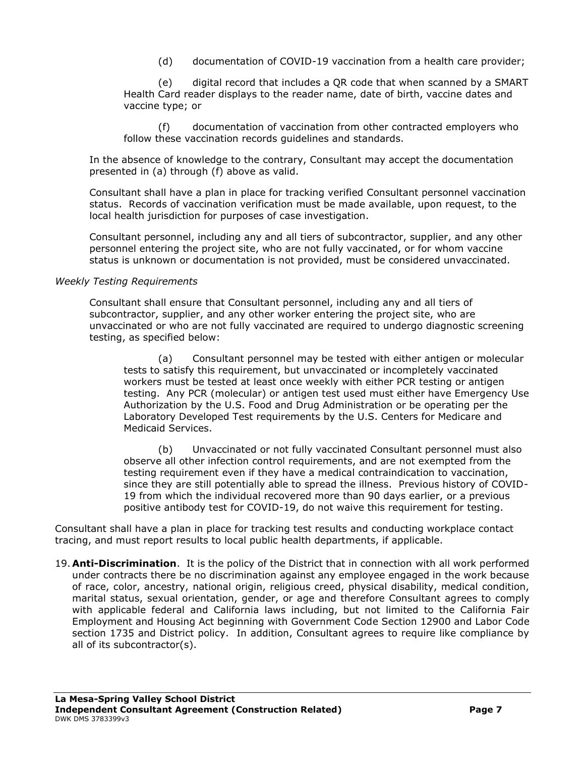(d) documentation of COVID-19 vaccination from a health care provider;

(e) digital record that includes a QR code that when scanned by a SMART Health Card reader displays to the reader name, date of birth, vaccine dates and vaccine type; or

(f) documentation of vaccination from other contracted employers who follow these vaccination records guidelines and standards.

In the absence of knowledge to the contrary, Consultant may accept the documentation presented in (a) through (f) above as valid.

Consultant shall have a plan in place for tracking verified Consultant personnel vaccination status. Records of vaccination verification must be made available, upon request, to the local health jurisdiction for purposes of case investigation.

Consultant personnel, including any and all tiers of subcontractor, supplier, and any other personnel entering the project site, who are not fully vaccinated, or for whom vaccine status is unknown or documentation is not provided, must be considered unvaccinated.

*Weekly Testing Requirements*

Consultant shall ensure that Consultant personnel, including any and all tiers of subcontractor, supplier, and any other worker entering the project site, who are unvaccinated or who are not fully vaccinated are required to undergo diagnostic screening testing, as specified below:

(a) Consultant personnel may be tested with either antigen or molecular tests to satisfy this requirement, but unvaccinated or incompletely vaccinated workers must be tested at least once weekly with either PCR testing or antigen testing. Any PCR (molecular) or antigen test used must either have Emergency Use Authorization by the U.S. Food and Drug Administration or be operating per the Laboratory Developed Test requirements by the U.S. Centers for Medicare and Medicaid Services.

(b) Unvaccinated or not fully vaccinated Consultant personnel must also observe all other infection control requirements, and are not exempted from the testing requirement even if they have a medical contraindication to vaccination, since they are still potentially able to spread the illness. Previous history of COVID-19 from which the individual recovered more than 90 days earlier, or a previous positive antibody test for COVID-19, do not waive this requirement for testing.

Consultant shall have a plan in place for tracking test results and conducting workplace contact tracing, and must report results to local public health departments, if applicable.

19. **Anti-Discrimination**. It is the policy of the District that in connection with all work performed under contracts there be no discrimination against any employee engaged in the work because of race, color, ancestry, national origin, religious creed, physical disability, medical condition, marital status, sexual orientation, gender, or age and therefore Consultant agrees to comply with applicable federal and California laws including, but not limited to the California Fair Employment and Housing Act beginning with Government Code Section 12900 and Labor Code section 1735 and District policy. In addition, Consultant agrees to require like compliance by all of its subcontractor(s).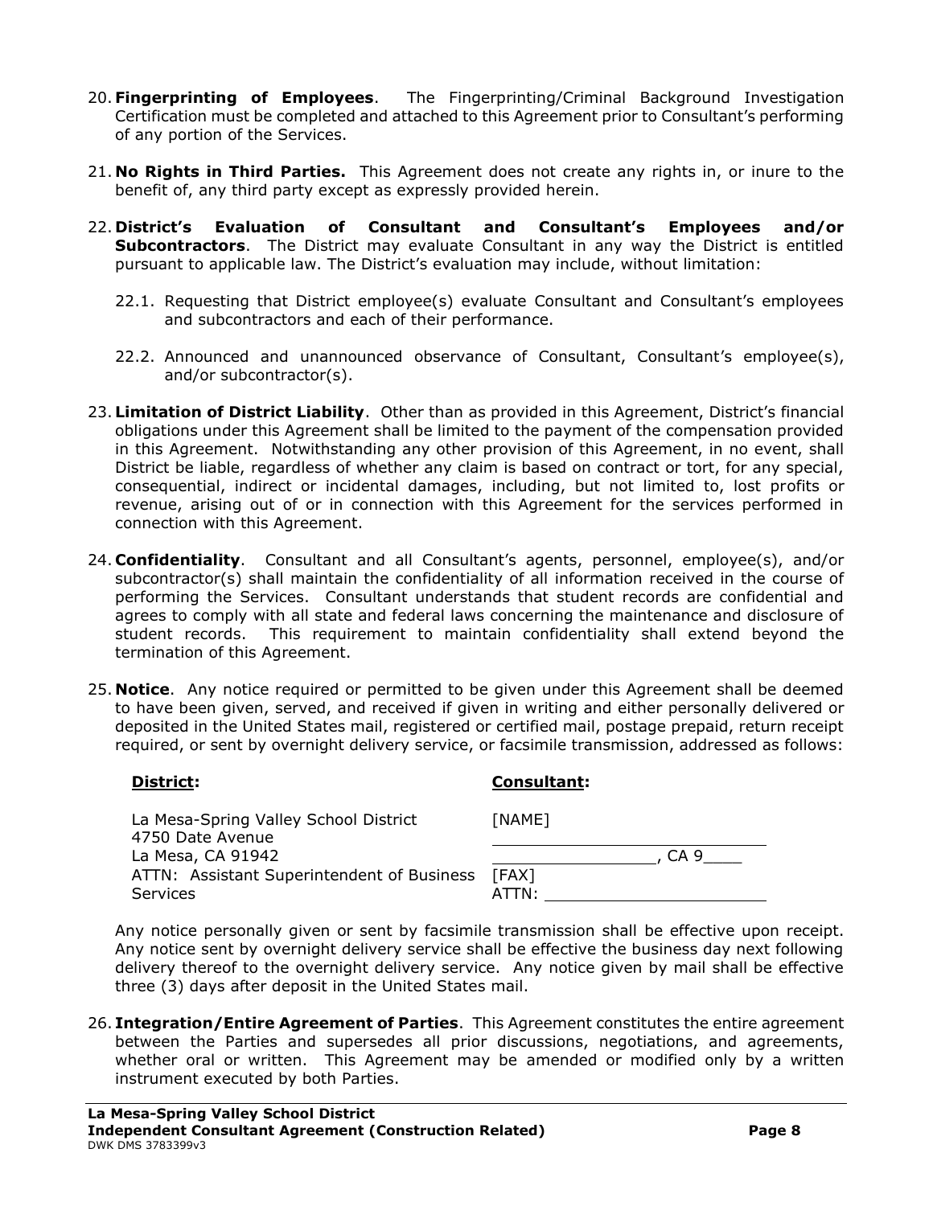20. **Fingerprinting of Employees**. The Fingerprinting/Criminal Background Investigation Certification must be completed and attached to this Agreement prior to Consultant's performing of any portion of the Services.

21. **No Rights in Third Parties.** This Agreement does not create any rights in, or inure to the benefit of, any third party except as expressly provided herein.

22. **District's Evaluation of Consultant and Consultant's Employees and/or Subcontractors**. The District may evaluate Consultant in any way the District is entitled pursuant to applicable law. The District's evaluation may include, without limitation:

    22.1. Requesting that District employee(s) evaluate Consultant and Consultant's employees and subcontractors and each of their performance.

    22.2. Announced and unannounced observance of Consultant, Consultant's employee(s), and/or subcontractor(s).

23. **Limitation of District Liability**. Other than as provided in this Agreement, District's financial obligations under this Agreement shall be limited to the payment of the compensation provided in this Agreement. Notwithstanding any other provision of this Agreement, in no event, shall District be liable, regardless of whether any claim is based on contract or tort, for any special, consequential, indirect or incidental damages, including, but not limited to, lost profits or revenue, arising out of or in connection with this Agreement for the services performed in connection with this Agreement.

24. **Confidentiality**. Consultant and all Consultant's agents, personnel, employee(s), and/or subcontractor(s) shall maintain the confidentiality of all information received in the course of performing the Services. Consultant understands that student records are confidential and agrees to comply with all state and federal laws concerning the maintenance and disclosure of student records. This requirement to maintain confidentiality shall extend beyond the termination of this Agreement.

25. **Notice**. Any notice required or permitted to be given under this Agreement shall be deemed to have been given, served, and received if given in writing and either personally delivered or deposited in the United States mail, registered or certified mail, postage prepaid, return receipt required, or sent by overnight delivery service, or facsimile transmission, addressed as follows:

| **District:** | **Consultant:** |
|---|---|
| La Mesa-Spring Valley School District | [NAME] |
| 4750 Date Avenue | ____________________ |
| La Mesa, CA 91942 | ____________________, CA 9____ |
| ATTN: Assistant Superintendent of Business Services | [FAX] |
| | ATTN: ____________________ |

Any notice personally given or sent by facsimile transmission shall be effective upon receipt. Any notice sent by overnight delivery service shall be effective the business day next following delivery thereof to the overnight delivery service. Any notice given by mail shall be effective three (3) days after deposit in the United States mail.

26. **Integration/Entire Agreement of Parties**. This Agreement constitutes the entire agreement between the Parties and supersedes all prior discussions, negotiations, and agreements, whether oral or written. This Agreement may be amended or modified only by a written instrument executed by both Parties.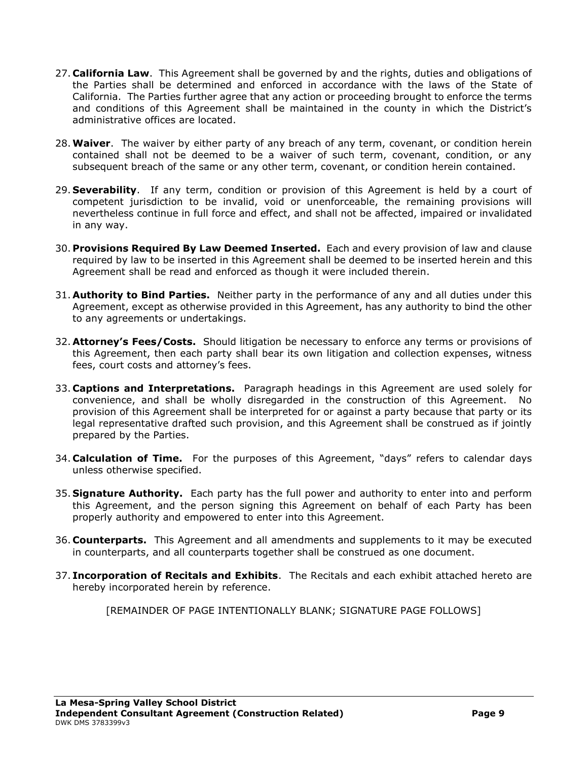27. **California Law**. This Agreement shall be governed by and the rights, duties and obligations of the Parties shall be determined and enforced in accordance with the laws of the State of California. The Parties further agree that any action or proceeding brought to enforce the terms and conditions of this Agreement shall be maintained in the county in which the District's administrative offices are located.

28. **Waiver**. The waiver by either party of any breach of any term, covenant, or condition herein contained shall not be deemed to be a waiver of such term, covenant, condition, or any subsequent breach of the same or any other term, covenant, or condition herein contained.

29. **Severability**. If any term, condition or provision of this Agreement is held by a court of competent jurisdiction to be invalid, void or unenforceable, the remaining provisions will nevertheless continue in full force and effect, and shall not be affected, impaired or invalidated in any way.

30. **Provisions Required By Law Deemed Inserted.** Each and every provision of law and clause required by law to be inserted in this Agreement shall be deemed to be inserted herein and this Agreement shall be read and enforced as though it were included therein.

31. **Authority to Bind Parties.** Neither party in the performance of any and all duties under this Agreement, except as otherwise provided in this Agreement, has any authority to bind the other to any agreements or undertakings.

32. **Attorney's Fees/Costs.** Should litigation be necessary to enforce any terms or provisions of this Agreement, then each party shall bear its own litigation and collection expenses, witness fees, court costs and attorney's fees.

33. **Captions and Interpretations.** Paragraph headings in this Agreement are used solely for convenience, and shall be wholly disregarded in the construction of this Agreement. No provision of this Agreement shall be interpreted for or against a party because that party or its legal representative drafted such provision, and this Agreement shall be construed as if jointly prepared by the Parties.

34. **Calculation of Time.** For the purposes of this Agreement, "days" refers to calendar days unless otherwise specified.

35. **Signature Authority.** Each party has the full power and authority to enter into and perform this Agreement, and the person signing this Agreement on behalf of each Party has been properly authority and empowered to enter into this Agreement.

36. **Counterparts.** This Agreement and all amendments and supplements to it may be executed in counterparts, and all counterparts together shall be construed as one document.

37. **Incorporation of Recitals and Exhibits**. The Recitals and each exhibit attached hereto are hereby incorporated herein by reference.

[REMAINDER OF PAGE INTENTIONALLY BLANK; SIGNATURE PAGE FOLLOWS]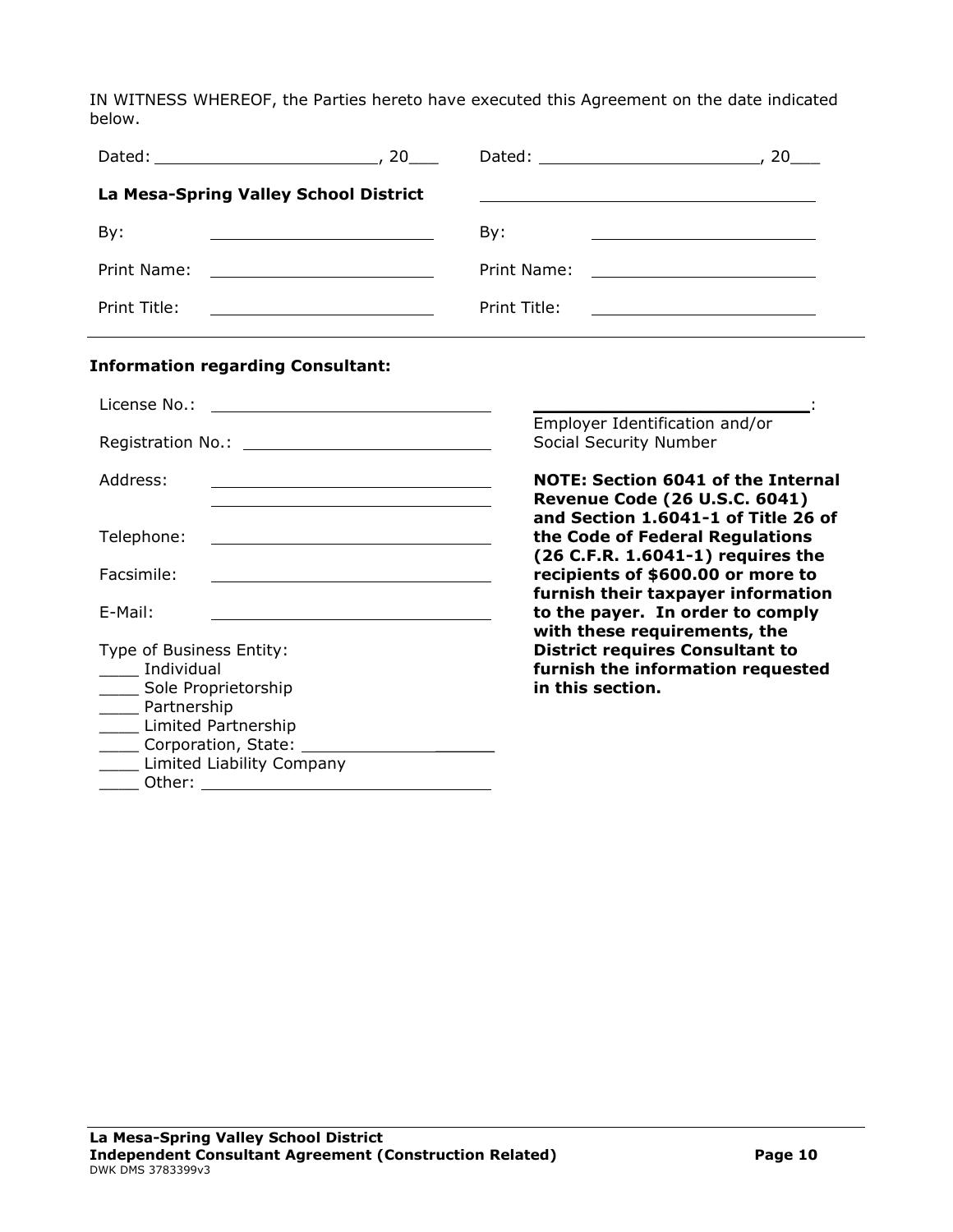IN WITNESS WHEREOF, the Parties hereto have executed this Agreement on the date indicated below.

| | |
|---|---|
| Dated: _______________________, 20___ | Dated: _______________________, 20___ |
| **La Mesa-Spring Valley School District** | ______________________________ |
| By: ______________________ | By: ______________________ |
| Print Name: ______________________ | Print Name: ______________________ |
| Print Title: ______________________ | Print Title: ______________________ |

---

**Information regarding Consultant:**

License No.: ______________________________

Registration No.: ______________________________

Address: ______________________________

______________________________

Telephone: ______________________________

Facsimile: ______________________________

E-Mail: ______________________________

Type of Business Entity:

____ Individual
____ Sole Proprietorship
____ Partnership
____ Limited Partnership
____ Corporation, State: ____________________
____ Limited Liability Company
____ Other: ______________________________

____________________________:
Employer Identification and/or Social Security Number

**NOTE: Section 6041 of the Internal Revenue Code (26 U.S.C. 6041) and Section 1.6041-1 of Title 26 of the Code of Federal Regulations (26 C.F.R. 1.6041-1) requires the recipients of $600.00 or more to furnish their taxpayer information to the payer. In order to comply with these requirements, the District requires Consultant to furnish the information requested in this section.**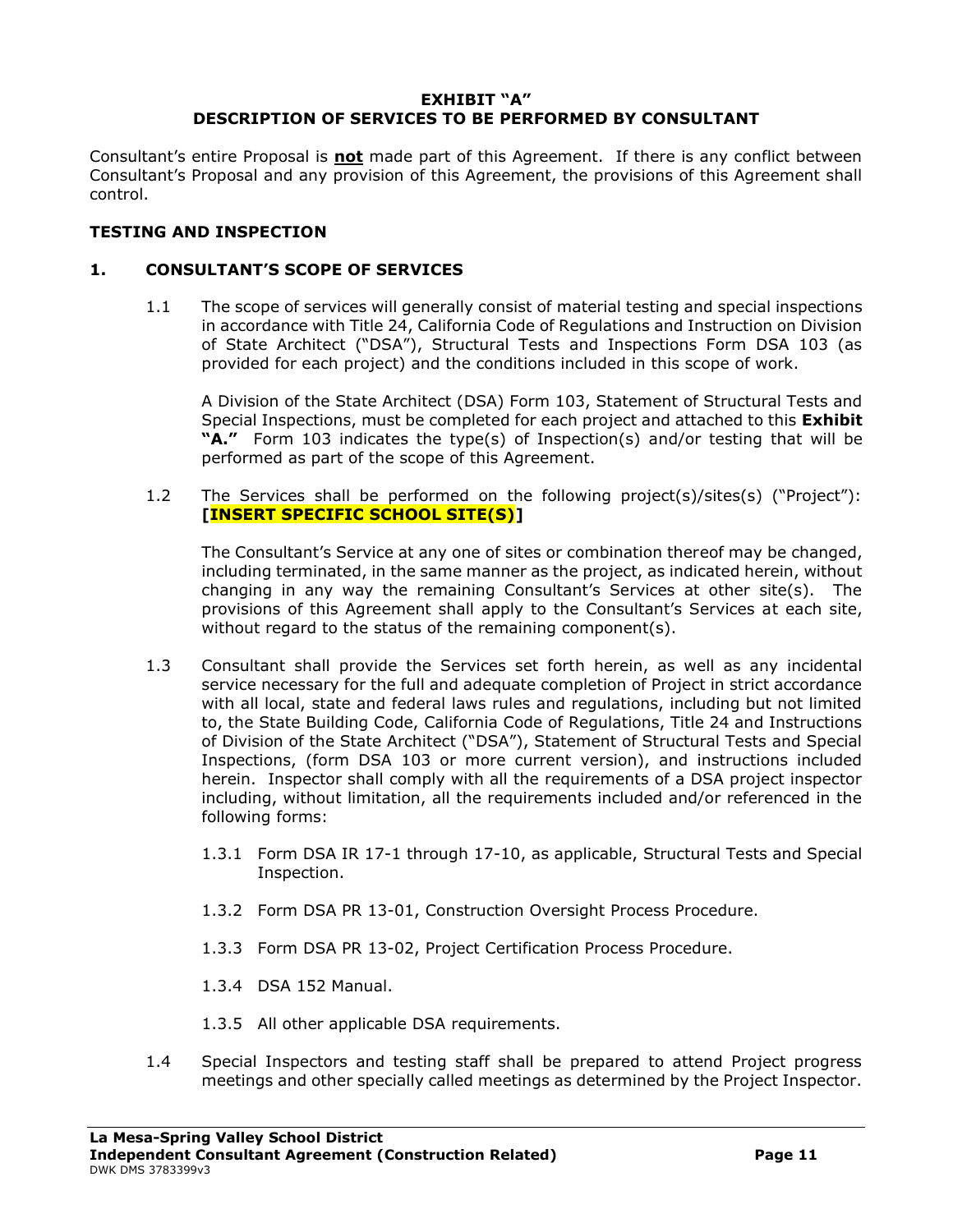# EXHIBIT "A"
# DESCRIPTION OF SERVICES TO BE PERFORMED BY CONSULTANT

Consultant's entire Proposal is **not** made part of this Agreement. If there is any conflict between Consultant's Proposal and any provision of this Agreement, the provisions of this Agreement shall control.

## TESTING AND INSPECTION

### 1. CONSULTANT'S SCOPE OF SERVICES

1.1 The scope of services will generally consist of material testing and special inspections in accordance with Title 24, California Code of Regulations and Instruction on Division of State Architect ("DSA"), Structural Tests and Inspections Form DSA 103 (as provided for each project) and the conditions included in this scope of work.

A Division of the State Architect (DSA) Form 103, Statement of Structural Tests and Special Inspections, must be completed for each project and attached to this **Exhibit "A."** Form 103 indicates the type(s) of Inspection(s) and/or testing that will be performed as part of the scope of this Agreement.

1.2 The Services shall be performed on the following project(s)/sites(s) ("Project"): **[INSERT SPECIFIC SCHOOL SITE(S)]**

The Consultant's Service at any one of sites or combination thereof may be changed, including terminated, in the same manner as the project, as indicated herein, without changing in any way the remaining Consultant's Services at other site(s). The provisions of this Agreement shall apply to the Consultant's Services at each site, without regard to the status of the remaining component(s).

1.3 Consultant shall provide the Services set forth herein, as well as any incidental service necessary for the full and adequate completion of Project in strict accordance with all local, state and federal laws rules and regulations, including but not limited to, the State Building Code, California Code of Regulations, Title 24 and Instructions of Division of the State Architect ("DSA"), Statement of Structural Tests and Special Inspections, (form DSA 103 or more current version), and instructions included herein. Inspector shall comply with all the requirements of a DSA project inspector including, without limitation, all the requirements included and/or referenced in the following forms:

1.3.1 Form DSA IR 17-1 through 17-10, as applicable, Structural Tests and Special Inspection.

1.3.2 Form DSA PR 13-01, Construction Oversight Process Procedure.

1.3.3 Form DSA PR 13-02, Project Certification Process Procedure.

1.3.4 DSA 152 Manual.

1.3.5 All other applicable DSA requirements.

1.4 Special Inspectors and testing staff shall be prepared to attend Project progress meetings and other specially called meetings as determined by the Project Inspector.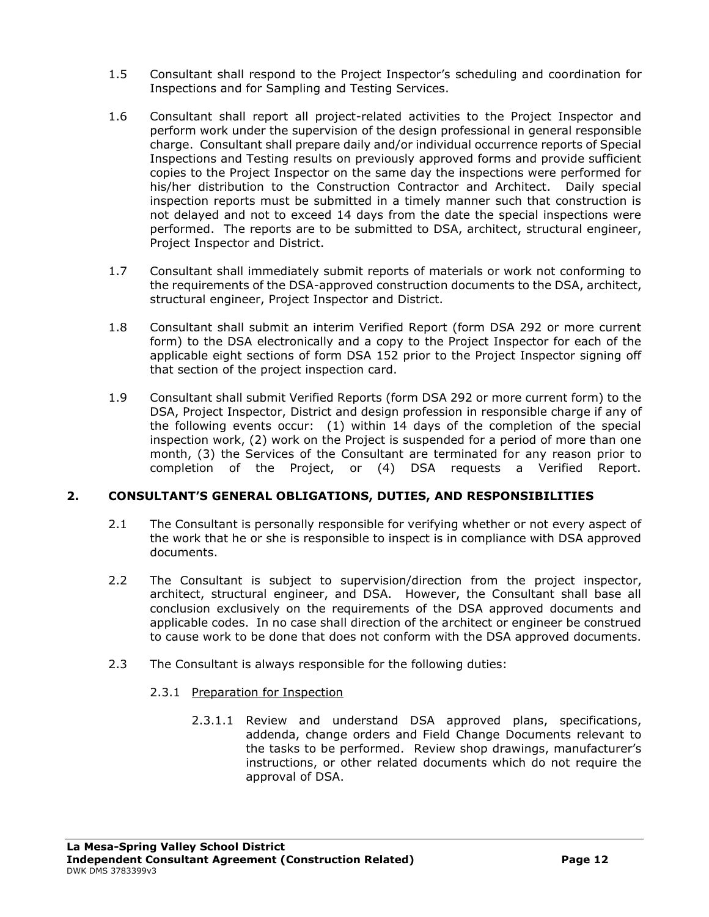1.5 Consultant shall respond to the Project Inspector's scheduling and coordination for Inspections and for Sampling and Testing Services.

1.6 Consultant shall report all project-related activities to the Project Inspector and perform work under the supervision of the design professional in general responsible charge. Consultant shall prepare daily and/or individual occurrence reports of Special Inspections and Testing results on previously approved forms and provide sufficient copies to the Project Inspector on the same day the inspections were performed for his/her distribution to the Construction Contractor and Architect. Daily special inspection reports must be submitted in a timely manner such that construction is not delayed and not to exceed 14 days from the date the special inspections were performed. The reports are to be submitted to DSA, architect, structural engineer, Project Inspector and District.

1.7 Consultant shall immediately submit reports of materials or work not conforming to the requirements of the DSA-approved construction documents to the DSA, architect, structural engineer, Project Inspector and District.

1.8 Consultant shall submit an interim Verified Report (form DSA 292 or more current form) to the DSA electronically and a copy to the Project Inspector for each of the applicable eight sections of form DSA 152 prior to the Project Inspector signing off that section of the project inspection card.

1.9 Consultant shall submit Verified Reports (form DSA 292 or more current form) to the DSA, Project Inspector, District and design profession in responsible charge if any of the following events occur: (1) within 14 days of the completion of the special inspection work, (2) work on the Project is suspended for a period of more than one month, (3) the Services of the Consultant are terminated for any reason prior to completion of the Project, or (4) DSA requests a Verified Report.

## 2. CONSULTANT'S GENERAL OBLIGATIONS, DUTIES, AND RESPONSIBILITIES

2.1 The Consultant is personally responsible for verifying whether or not every aspect of the work that he or she is responsible to inspect is in compliance with DSA approved documents.

2.2 The Consultant is subject to supervision/direction from the project inspector, architect, structural engineer, and DSA. However, the Consultant shall base all conclusion exclusively on the requirements of the DSA approved documents and applicable codes. In no case shall direction of the architect or engineer be construed to cause work to be done that does not conform with the DSA approved documents.

2.3 The Consultant is always responsible for the following duties:

2.3.1 Preparation for Inspection

2.3.1.1 Review and understand DSA approved plans, specifications, addenda, change orders and Field Change Documents relevant to the tasks to be performed. Review shop drawings, manufacturer's instructions, or other related documents which do not require the approval of DSA.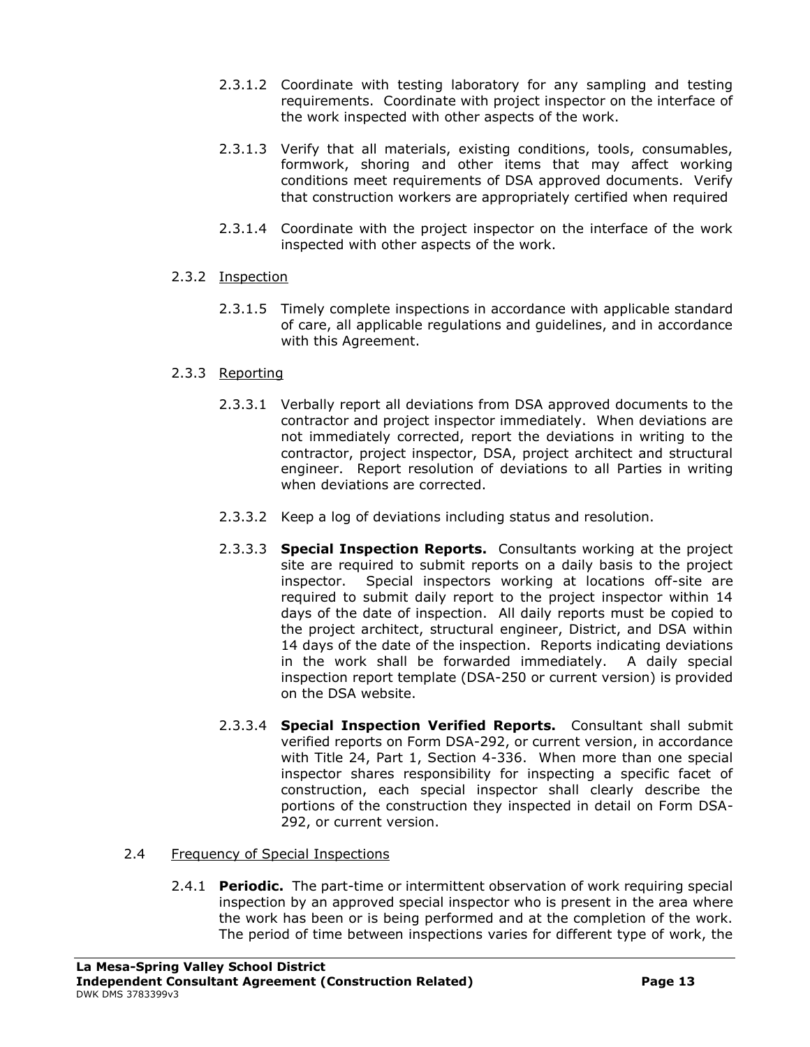2.3.1.2 Coordinate with testing laboratory for any sampling and testing requirements. Coordinate with project inspector on the interface of the work inspected with other aspects of the work.

2.3.1.3 Verify that all materials, existing conditions, tools, consumables, formwork, shoring and other items that may affect working conditions meet requirements of DSA approved documents. Verify that construction workers are appropriately certified when required

2.3.1.4 Coordinate with the project inspector on the interface of the work inspected with other aspects of the work.

2.3.2 Inspection

2.3.1.5 Timely complete inspections in accordance with applicable standard of care, all applicable regulations and guidelines, and in accordance with this Agreement.

2.3.3 Reporting

2.3.3.1 Verbally report all deviations from DSA approved documents to the contractor and project inspector immediately. When deviations are not immediately corrected, report the deviations in writing to the contractor, project inspector, DSA, project architect and structural engineer. Report resolution of deviations to all Parties in writing when deviations are corrected.

2.3.3.2 Keep a log of deviations including status and resolution.

2.3.3.3 **Special Inspection Reports.** Consultants working at the project site are required to submit reports on a daily basis to the project inspector. Special inspectors working at locations off-site are required to submit daily report to the project inspector within 14 days of the date of inspection. All daily reports must be copied to the project architect, structural engineer, District, and DSA within 14 days of the date of the inspection. Reports indicating deviations in the work shall be forwarded immediately. A daily special inspection report template (DSA-250 or current version) is provided on the DSA website.

2.3.3.4 **Special Inspection Verified Reports.** Consultant shall submit verified reports on Form DSA-292, or current version, in accordance with Title 24, Part 1, Section 4-336. When more than one special inspector shares responsibility for inspecting a specific facet of construction, each special inspector shall clearly describe the portions of the construction they inspected in detail on Form DSA-292, or current version.

2.4 Frequency of Special Inspections

2.4.1 **Periodic.** The part-time or intermittent observation of work requiring special inspection by an approved special inspector who is present in the area where the work has been or is being performed and at the completion of the work. The period of time between inspections varies for different type of work, the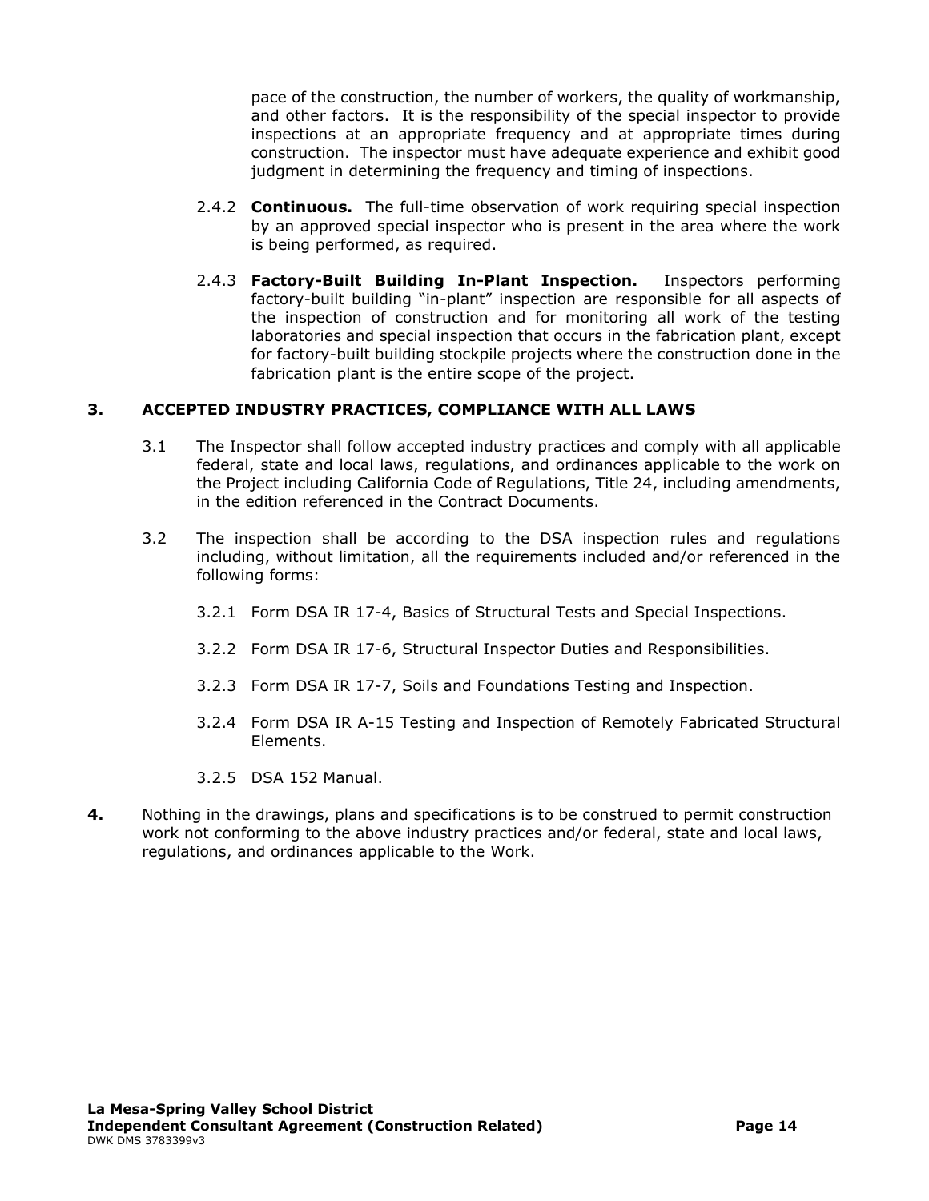pace of the construction, the number of workers, the quality of workmanship, and other factors. It is the responsibility of the special inspector to provide inspections at an appropriate frequency and at appropriate times during construction. The inspector must have adequate experience and exhibit good judgment in determining the frequency and timing of inspections.

2.4.2 **Continuous.** The full-time observation of work requiring special inspection by an approved special inspector who is present in the area where the work is being performed, as required.

2.4.3 **Factory-Built Building In-Plant Inspection.** Inspectors performing factory-built building "in-plant" inspection are responsible for all aspects of the inspection of construction and for monitoring all work of the testing laboratories and special inspection that occurs in the fabrication plant, except for factory-built building stockpile projects where the construction done in the fabrication plant is the entire scope of the project.

## 3. ACCEPTED INDUSTRY PRACTICES, COMPLIANCE WITH ALL LAWS

3.1 The Inspector shall follow accepted industry practices and comply with all applicable federal, state and local laws, regulations, and ordinances applicable to the work on the Project including California Code of Regulations, Title 24, including amendments, in the edition referenced in the Contract Documents.

3.2 The inspection shall be according to the DSA inspection rules and regulations including, without limitation, all the requirements included and/or referenced in the following forms:

3.2.1 Form DSA IR 17-4, Basics of Structural Tests and Special Inspections.

3.2.2 Form DSA IR 17-6, Structural Inspector Duties and Responsibilities.

3.2.3 Form DSA IR 17-7, Soils and Foundations Testing and Inspection.

3.2.4 Form DSA IR A-15 Testing and Inspection of Remotely Fabricated Structural Elements.

3.2.5 DSA 152 Manual.

**4.** Nothing in the drawings, plans and specifications is to be construed to permit construction work not conforming to the above industry practices and/or federal, state and local laws, regulations, and ordinances applicable to the Work.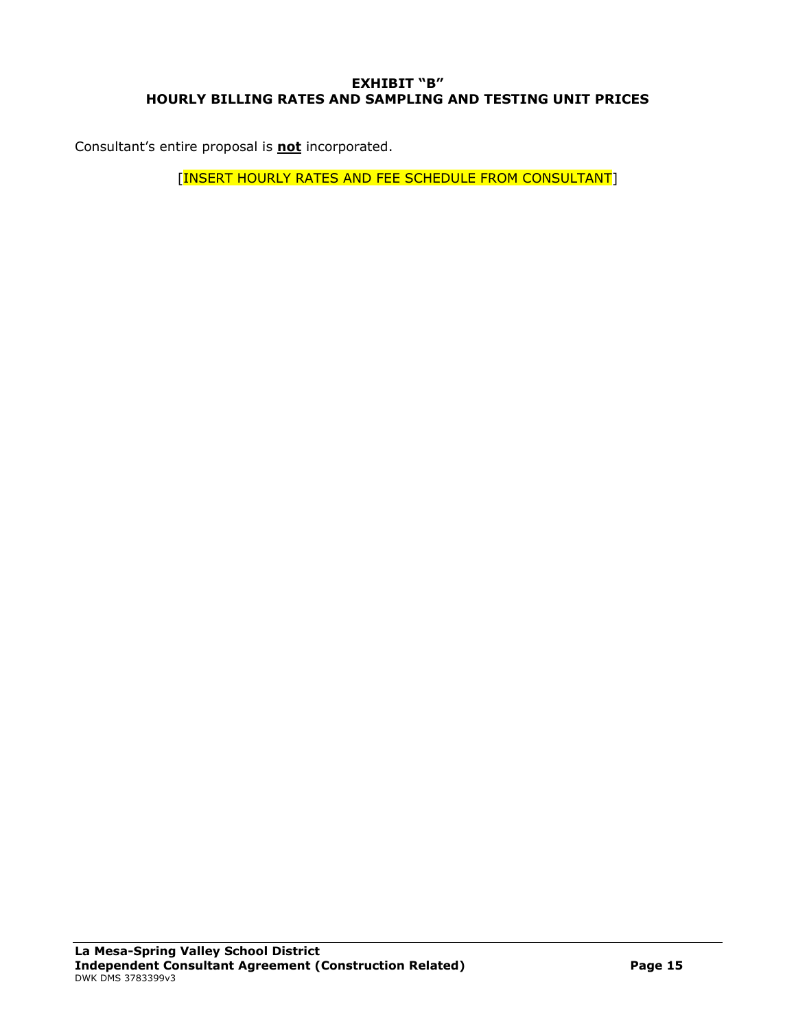# EXHIBIT "B"
# HOURLY BILLING RATES AND SAMPLING AND TESTING UNIT PRICES

Consultant's entire proposal is **not** incorporated.

[INSERT HOURLY RATES AND FEE SCHEDULE FROM CONSULTANT]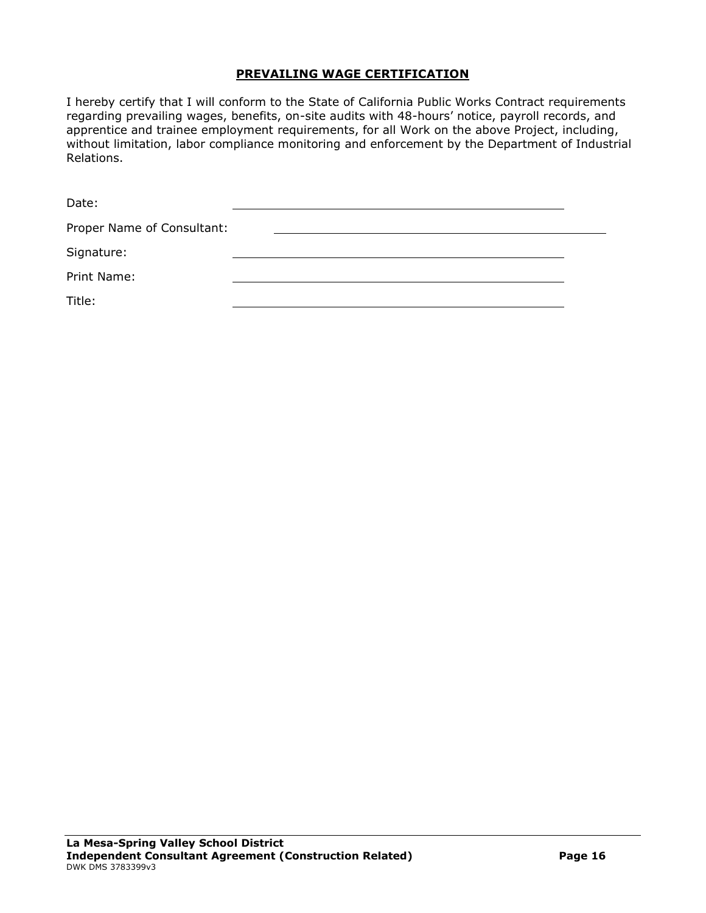## PREVAILING WAGE CERTIFICATION

I hereby certify that I will conform to the State of California Public Works Contract requirements regarding prevailing wages, benefits, on-site audits with 48-hours' notice, payroll records, and apprentice and trainee employment requirements, for all Work on the above Project, including, without limitation, labor compliance monitoring and enforcement by the Department of Industrial Relations.

Date: \_\_\_\_\_\_\_\_\_\_\_\_\_\_\_\_\_\_\_\_\_\_\_\_\_\_\_\_\_\_\_\_\_\_\_\_\_\_\_\_

Proper Name of Consultant: \_\_\_\_\_\_\_\_\_\_\_\_\_\_\_\_\_\_\_\_\_\_\_\_\_\_\_\_\_\_\_\_\_\_\_\_\_\_\_\_

Signature: \_\_\_\_\_\_\_\_\_\_\_\_\_\_\_\_\_\_\_\_\_\_\_\_\_\_\_\_\_\_\_\_\_\_\_\_\_\_\_\_

Print Name: \_\_\_\_\_\_\_\_\_\_\_\_\_\_\_\_\_\_\_\_\_\_\_\_\_\_\_\_\_\_\_\_\_\_\_\_\_\_\_\_

Title: \_\_\_\_\_\_\_\_\_\_\_\_\_\_\_\_\_\_\_\_\_\_\_\_\_\_\_\_\_\_\_\_\_\_\_\_\_\_\_\_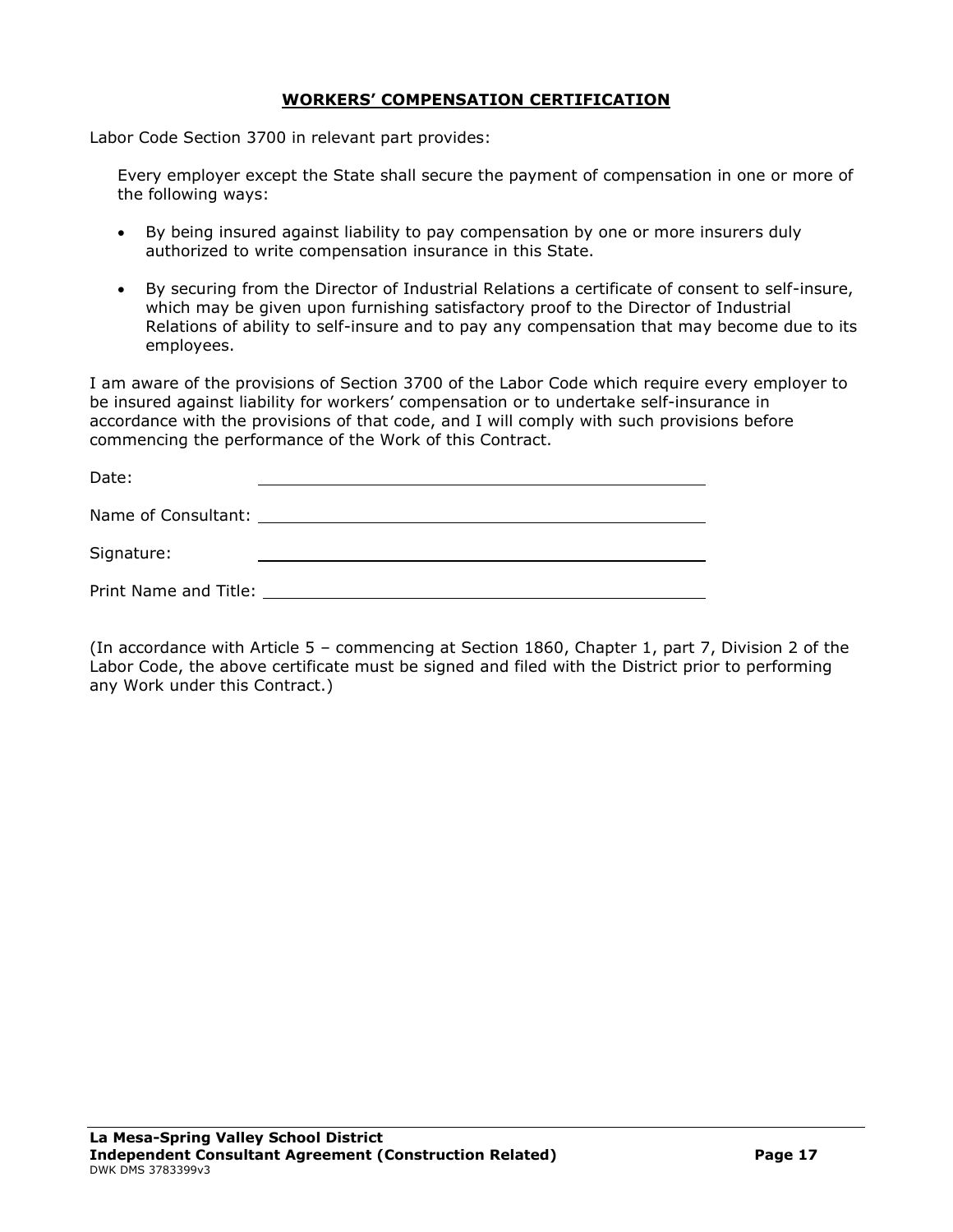## WORKERS' COMPENSATION CERTIFICATION

Labor Code Section 3700 in relevant part provides:

> Every employer except the State shall secure the payment of compensation in one or more of the following ways:
>
> - By being insured against liability to pay compensation by one or more insurers duly authorized to write compensation insurance in this State.
> - By securing from the Director of Industrial Relations a certificate of consent to self-insure, which may be given upon furnishing satisfactory proof to the Director of Industrial Relations of ability to self-insure and to pay any compensation that may become due to its employees.

I am aware of the provisions of Section 3700 of the Labor Code which require every employer to be insured against liability for workers' compensation or to undertake self-insurance in accordance with the provisions of that code, and I will comply with such provisions before commencing the performance of the Work of this Contract.

Date: ______________________________________________

Name of Consultant: ______________________________________________

Signature: ______________________________________________

Print Name and Title: ______________________________________________

(In accordance with Article 5 – commencing at Section 1860, Chapter 1, part 7, Division 2 of the Labor Code, the above certificate must be signed and filed with the District prior to performing any Work under this Contract.)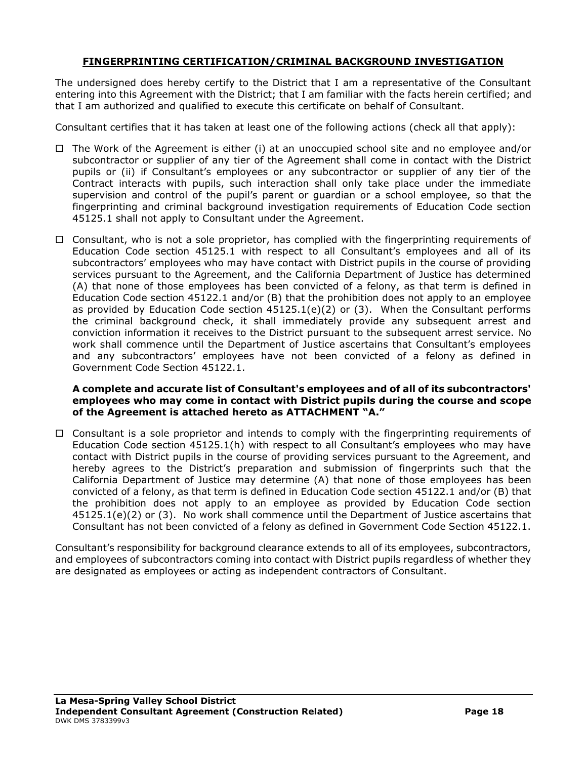## **FINGERPRINTING CERTIFICATION/CRIMINAL BACKGROUND INVESTIGATION**

The undersigned does hereby certify to the District that I am a representative of the Consultant entering into this Agreement with the District; that I am familiar with the facts herein certified; and that I am authorized and qualified to execute this certificate on behalf of Consultant.

Consultant certifies that it has taken at least one of the following actions (check all that apply):

☐ The Work of the Agreement is either (i) at an unoccupied school site and no employee and/or subcontractor or supplier of any tier of the Agreement shall come in contact with the District pupils or (ii) if Consultant's employees or any subcontractor or supplier of any tier of the Contract interacts with pupils, such interaction shall only take place under the immediate supervision and control of the pupil's parent or guardian or a school employee, so that the fingerprinting and criminal background investigation requirements of Education Code section 45125.1 shall not apply to Consultant under the Agreement.

☐ Consultant, who is not a sole proprietor, has complied with the fingerprinting requirements of Education Code section 45125.1 with respect to all Consultant's employees and all of its subcontractors' employees who may have contact with District pupils in the course of providing services pursuant to the Agreement, and the California Department of Justice has determined (A) that none of those employees has been convicted of a felony, as that term is defined in Education Code section 45122.1 and/or (B) that the prohibition does not apply to an employee as provided by Education Code section 45125.1(e)(2) or (3). When the Consultant performs the criminal background check, it shall immediately provide any subsequent arrest and conviction information it receives to the District pursuant to the subsequent arrest service. No work shall commence until the Department of Justice ascertains that Consultant's employees and any subcontractors' employees have not been convicted of a felony as defined in Government Code Section 45122.1.

**A complete and accurate list of Consultant's employees and of all of its subcontractors' employees who may come in contact with District pupils during the course and scope of the Agreement is attached hereto as ATTACHMENT "A."**

☐ Consultant is a sole proprietor and intends to comply with the fingerprinting requirements of Education Code section 45125.1(h) with respect to all Consultant's employees who may have contact with District pupils in the course of providing services pursuant to the Agreement, and hereby agrees to the District's preparation and submission of fingerprints such that the California Department of Justice may determine (A) that none of those employees has been convicted of a felony, as that term is defined in Education Code section 45122.1 and/or (B) that the prohibition does not apply to an employee as provided by Education Code section 45125.1(e)(2) or (3). No work shall commence until the Department of Justice ascertains that Consultant has not been convicted of a felony as defined in Government Code Section 45122.1.

Consultant's responsibility for background clearance extends to all of its employees, subcontractors, and employees of subcontractors coming into contact with District pupils regardless of whether they are designated as employees or acting as independent contractors of Consultant.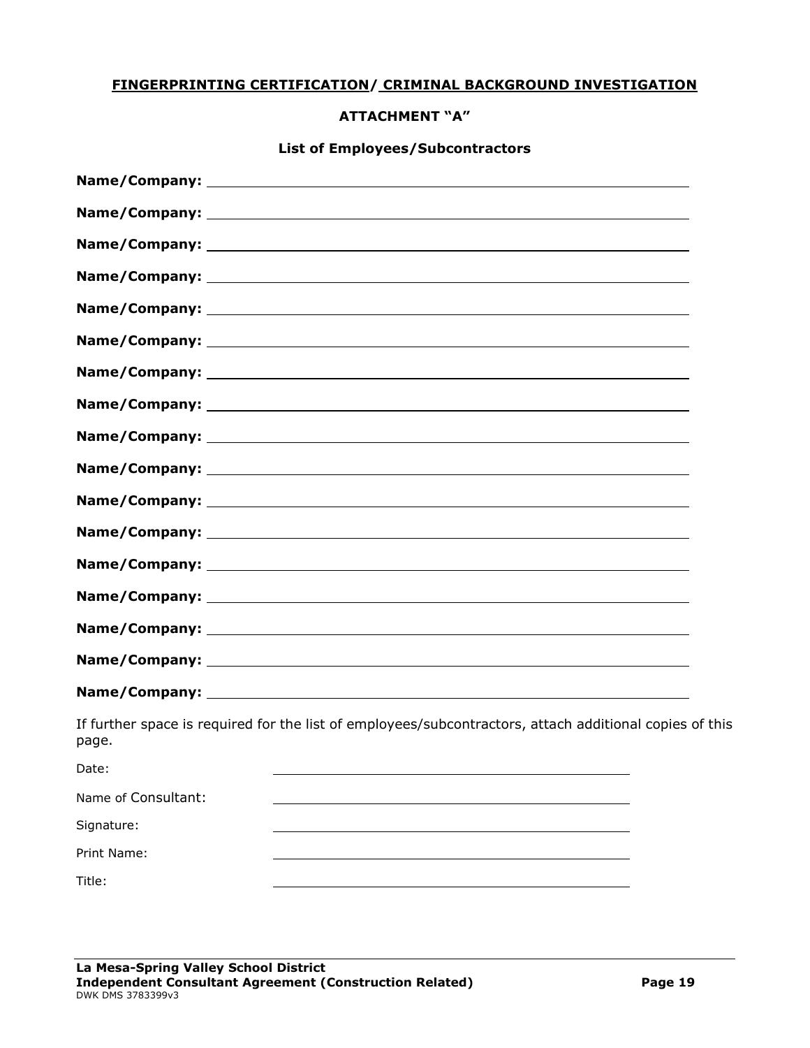**FINGERPRINTING CERTIFICATION/ CRIMINAL BACKGROUND INVESTIGATION**

**ATTACHMENT "A"**

**List of Employees/Subcontractors**

**Name/Company:** ______________________________________________

**Name/Company:** ______________________________________________

**Name/Company:** ______________________________________________

**Name/Company:** ______________________________________________

**Name/Company:** ______________________________________________

**Name/Company:** ______________________________________________

**Name/Company:** ______________________________________________

**Name/Company:** ______________________________________________

**Name/Company:** ______________________________________________

**Name/Company:** ______________________________________________

**Name/Company:** ______________________________________________

**Name/Company:** ______________________________________________

**Name/Company:** ______________________________________________

**Name/Company:** ______________________________________________

**Name/Company:** ______________________________________________

**Name/Company:** ______________________________________________

**Name/Company:** ______________________________________________

If further space is required for the list of employees/subcontractors, attach additional copies of this page.

Date: ______________________________________

Name of Consultant: ______________________________________

Signature: ______________________________________

Print Name: ______________________________________

Title: ______________________________________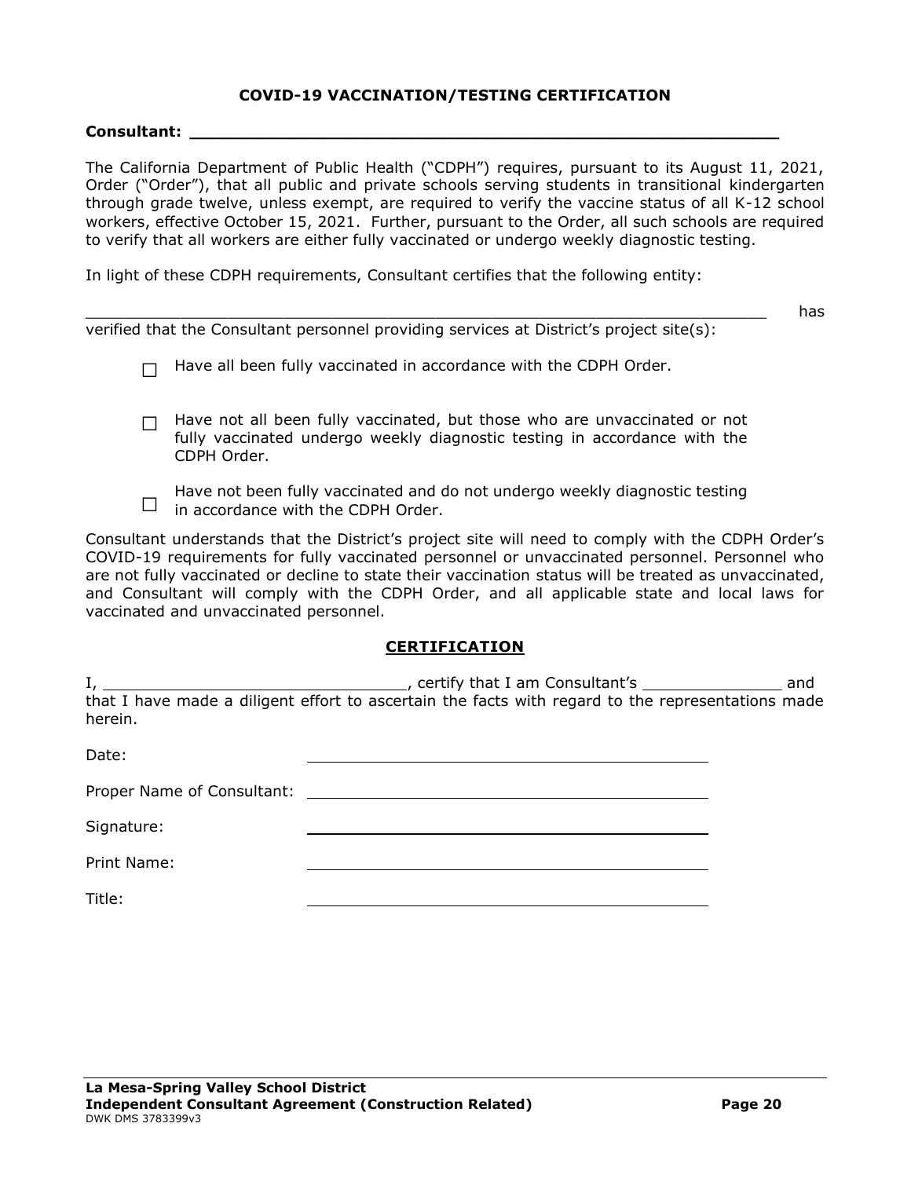## COVID-19 VACCINATION/TESTING CERTIFICATION

**Consultant: \_\_\_\_\_\_\_\_\_\_\_\_\_\_\_\_\_\_\_\_\_\_\_\_\_\_\_\_\_\_\_\_\_\_\_\_\_\_\_\_\_\_\_\_\_\_\_\_\_\_\_\_\_\_**

The California Department of Public Health ("CDPH") requires, pursuant to its August 11, 2021, Order ("Order"), that all public and private schools serving students in transitional kindergarten through grade twelve, unless exempt, are required to verify the vaccine status of all K-12 school workers, effective October 15, 2021. Further, pursuant to the Order, all such schools are required to verify that all workers are either fully vaccinated or undergo weekly diagnostic testing.

In light of these CDPH requirements, Consultant certifies that the following entity:

\_\_\_\_\_\_\_\_\_\_\_\_\_\_\_\_\_\_\_\_\_\_\_\_\_\_\_\_\_\_\_\_\_\_\_\_\_\_\_\_\_\_\_\_\_\_\_\_\_\_\_\_\_\_\_\_\_\_\_\_\_\_\_\_ has verified that the Consultant personnel providing services at District's project site(s):

☐ Have all been fully vaccinated in accordance with the CDPH Order.

☐ Have not all been fully vaccinated, but those who are unvaccinated or not fully vaccinated undergo weekly diagnostic testing in accordance with the CDPH Order.

☐ Have not been fully vaccinated and do not undergo weekly diagnostic testing in accordance with the CDPH Order.

Consultant understands that the District's project site will need to comply with the CDPH Order's COVID-19 requirements for fully vaccinated personnel or unvaccinated personnel. Personnel who are not fully vaccinated or decline to state their vaccination status will be treated as unvaccinated, and Consultant will comply with the CDPH Order, and all applicable state and local laws for vaccinated and unvaccinated personnel.

## CERTIFICATION

I, \_\_\_\_\_\_\_\_\_\_\_\_\_\_\_\_\_\_\_\_\_\_\_\_\_\_\_\_\_\_, certify that I am Consultant's \_\_\_\_\_\_\_\_\_\_\_\_\_\_ and that I have made a diligent effort to ascertain the facts with regard to the representations made herein.

Date: \_\_\_\_\_\_\_\_\_\_\_\_\_\_\_\_\_\_\_\_\_\_\_\_\_\_\_\_\_\_\_\_\_\_\_\_\_\_\_\_

Proper Name of Consultant: \_\_\_\_\_\_\_\_\_\_\_\_\_\_\_\_\_\_\_\_\_\_\_\_\_\_\_\_\_\_\_\_\_\_\_\_\_\_\_\_

Signature: \_\_\_\_\_\_\_\_\_\_\_\_\_\_\_\_\_\_\_\_\_\_\_\_\_\_\_\_\_\_\_\_\_\_\_\_\_\_\_\_

Print Name: \_\_\_\_\_\_\_\_\_\_\_\_\_\_\_\_\_\_\_\_\_\_\_\_\_\_\_\_\_\_\_\_\_\_\_\_\_\_\_\_

Title: \_\_\_\_\_\_\_\_\_\_\_\_\_\_\_\_\_\_\_\_\_\_\_\_\_\_\_\_\_\_\_\_\_\_\_\_\_\_\_\_